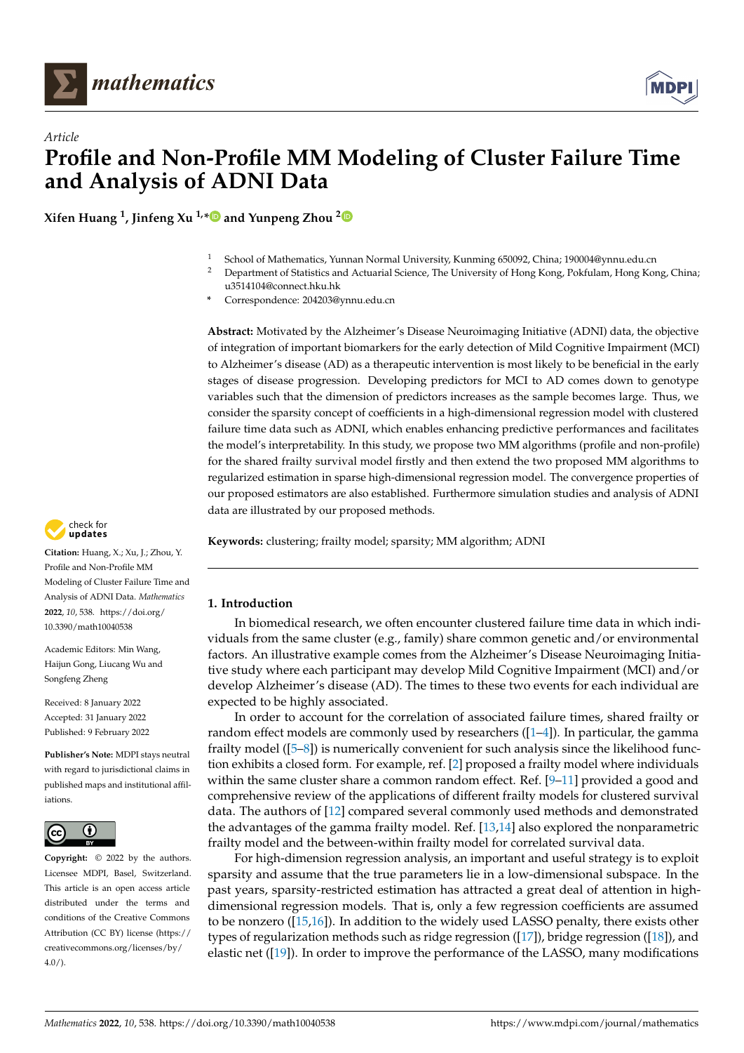*Article*

# Profile and Non-Profile MM Modeling of Cluster Failure Time and Analysis of ADNI Data

**Xifen Huang [1], Jinfeng Xu [1,*] and Yunpeng Zhou [2]**

[1] School of Mathematics, Yunnan Normal University, Kunming 650092, China; 190004@ynnu.edu.cn
[2] Department of Statistics and Actuarial Science, The University of Hong Kong, Pokfulam, Hong Kong, China; u3514104@connect.hku.hk
* Correspondence: 204203@ynnu.edu.cn

**Abstract:** Motivated by the Alzheimer's Disease Neuroimaging Initiative (ADNI) data, the objective of integration of important biomarkers for the early detection of Mild Cognitive Impairment (MCI) to Alzheimer's disease (AD) as a therapeutic intervention is most likely to be beneficial in the early stages of disease progression. Developing predictors for MCI to AD comes down to genotype variables such that the dimension of predictors increases as the sample becomes large. Thus, we consider the sparsity concept of coefficients in a high-dimensional regression model with clustered failure time data such as ADNI, which enables enhancing predictive performances and facilitates the model's interpretability. In this study, we propose two MM algorithms (profile and non-profile) for the shared frailty survival model firstly and then extend the two proposed MM algorithms to regularized estimation in sparse high-dimensional regression model. The convergence properties of our proposed estimators are also established. Furthermore simulation studies and analysis of ADNI data are illustrated by our proposed methods.

**Keywords:** clustering; frailty model; sparsity; MM algorithm; ADNI

**Citation:** Huang, X.; Xu, J.; Zhou, Y. Profile and Non-Profile MM Modeling of Cluster Failure Time and Analysis of ADNI Data. *Mathematics* **2022**, *10*, 538. https://doi.org/10.3390/math10040538

Academic Editors: Min Wang, Haijun Gong, Liucang Wu and Songfeng Zheng

Received: 8 January 2022
Accepted: 31 January 2022
Published: 9 February 2022

**Publisher's Note:** MDPI stays neutral with regard to jurisdictional claims in published maps and institutional affiliations.

**Copyright:** © 2022 by the authors. Licensee MDPI, Basel, Switzerland. This article is an open access article distributed under the terms and conditions of the Creative Commons Attribution (CC BY) license (https://creativecommons.org/licenses/by/4.0/).

## 1. Introduction

In biomedical research, we often encounter clustered failure time data in which individuals from the same cluster (e.g., family) share common genetic and/or environmental factors. An illustrative example comes from the Alzheimer's Disease Neuroimaging Initiative study where each participant may develop Mild Cognitive Impairment (MCI) and/or develop Alzheimer's disease (AD). The times to these two events for each individual are expected to be highly associated.

In order to account for the correlation of associated failure times, shared frailty or random effect models are commonly used by researchers ([1–4]). In particular, the gamma frailty model ([5–8]) is numerically convenient for such analysis since the likelihood function exhibits a closed form. For example, ref. [2] proposed a frailty model where individuals within the same cluster share a common random effect. Ref. [9–11] provided a good and comprehensive review of the applications of different frailty models for clustered survival data. The authors of [12] compared several commonly used methods and demonstrated the advantages of the gamma frailty model. Ref. [13,14] also explored the nonparametric frailty model and the between-within frailty model for correlated survival data.

For high-dimension regression analysis, an important and useful strategy is to exploit sparsity and assume that the true parameters lie in a low-dimensional subspace. In the past years, sparsity-restricted estimation has attracted a great deal of attention in high-dimensional regression models. That is, only a few regression coefficients are assumed to be nonzero ([15,16]). In addition to the widely used LASSO penalty, there exists other types of regularization methods such as ridge regression ([17]), bridge regression ([18]), and elastic net ([19]). In order to improve the performance of the LASSO, many modifications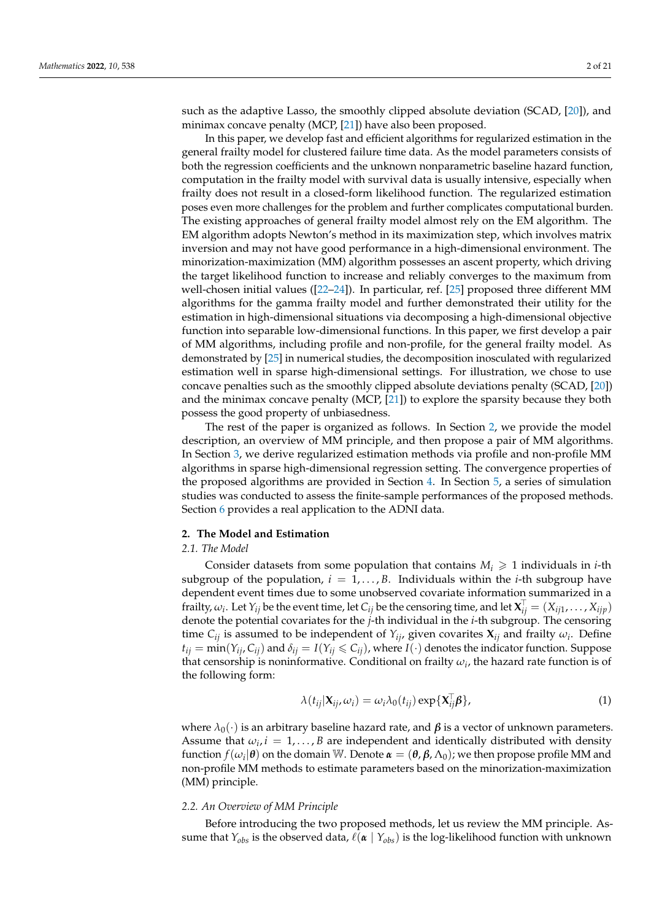such as the adaptive Lasso, the smoothly clipped absolute deviation (SCAD, [20]), and minimax concave penalty (MCP, [21]) have also been proposed.

In this paper, we develop fast and efficient algorithms for regularized estimation in the general frailty model for clustered failure time data. As the model parameters consists of both the regression coefficients and the unknown nonparametric baseline hazard function, computation in the frailty model with survival data is usually intensive, especially when frailty does not result in a closed-form likelihood function. The regularized estimation poses even more challenges for the problem and further complicates computational burden. The existing approaches of general frailty model almost rely on the EM algorithm. The EM algorithm adopts Newton's method in its maximization step, which involves matrix inversion and may not have good performance in a high-dimensional environment. The minorization-maximization (MM) algorithm possesses an ascent property, which driving the target likelihood function to increase and reliably converges to the maximum from well-chosen initial values ([22–24]). In particular, ref. [25] proposed three different MM algorithms for the gamma frailty model and further demonstrated their utility for the estimation in high-dimensional situations via decomposing a high-dimensional objective function into separable low-dimensional functions. In this paper, we first develop a pair of MM algorithms, including profile and non-profile, for the general frailty model. As demonstrated by [25] in numerical studies, the decomposition inosculated with regularized estimation well in sparse high-dimensional settings. For illustration, we chose to use concave penalties such as the smoothly clipped absolute deviations penalty (SCAD, [20]) and the minimax concave penalty (MCP, [21]) to explore the sparsity because they both possess the good property of unbiasedness.

The rest of the paper is organized as follows. In Section 2, we provide the model description, an overview of MM principle, and then propose a pair of MM algorithms. In Section 3, we derive regularized estimation methods via profile and non-profile MM algorithms in sparse high-dimensional regression setting. The convergence properties of the proposed algorithms are provided in Section 4. In Section 5, a series of simulation studies was conducted to assess the finite-sample performances of the proposed methods. Section 6 provides a real application to the ADNI data.

## 2. The Model and Estimation

### 2.1. The Model

Consider datasets from some population that contains $M_i \geqslant 1$ individuals in $i$-th subgroup of the population, $i = 1, \ldots, B$. Individuals within the $i$-th subgroup have dependent event times due to some unobserved covariate information summarized in a frailty, $\omega_i$. Let $Y_{ij}$ be the event time, let $C_{ij}$ be the censoring time, and let $\mathbf{X}_{ij}^\top = (X_{ij1}, \ldots, X_{ijp})$ denote the potential covariates for the $j$-th individual in the $i$-th subgroup. The censoring time $C_{ij}$ is assumed to be independent of $Y_{ij}$, given covarites $\mathbf{X}_{ij}$ and frailty $\omega_i$. Define $t_{ij} = \min(Y_{ij}, C_{ij})$ and $\delta_{ij} = I(Y_{ij} \leqslant C_{ij})$, where $I(\cdot)$ denotes the indicator function. Suppose that censorship is noninformative. Conditional on frailty $\omega_i$, the hazard rate function is of the following form:

$$\lambda(t_{ij}|\mathbf{X}_{ij}, \omega_i) = \omega_i \lambda_0(t_{ij}) \exp\{\mathbf{X}_{ij}^\top \boldsymbol{\beta}\}, \tag{1}$$

where $\lambda_0(\cdot)$ is an arbitrary baseline hazard rate, and $\boldsymbol{\beta}$ is a vector of unknown parameters. Assume that $\omega_i, i = 1, \ldots, B$ are independent and identically distributed with density function $f(\omega_i|\boldsymbol{\theta})$ on the domain $\mathbb{W}$. Denote $\boldsymbol{\alpha} = (\boldsymbol{\theta}, \boldsymbol{\beta}, \Lambda_0)$; we then propose profile MM and non-profile MM methods to estimate parameters based on the minorization-maximization (MM) principle.

### 2.2. An Overview of MM Principle

Before introducing the two proposed methods, let us review the MM principle. Assume that $Y_{obs}$ is the observed data, $\ell(\boldsymbol{\alpha} \mid Y_{obs})$ is the log-likelihood function with unknown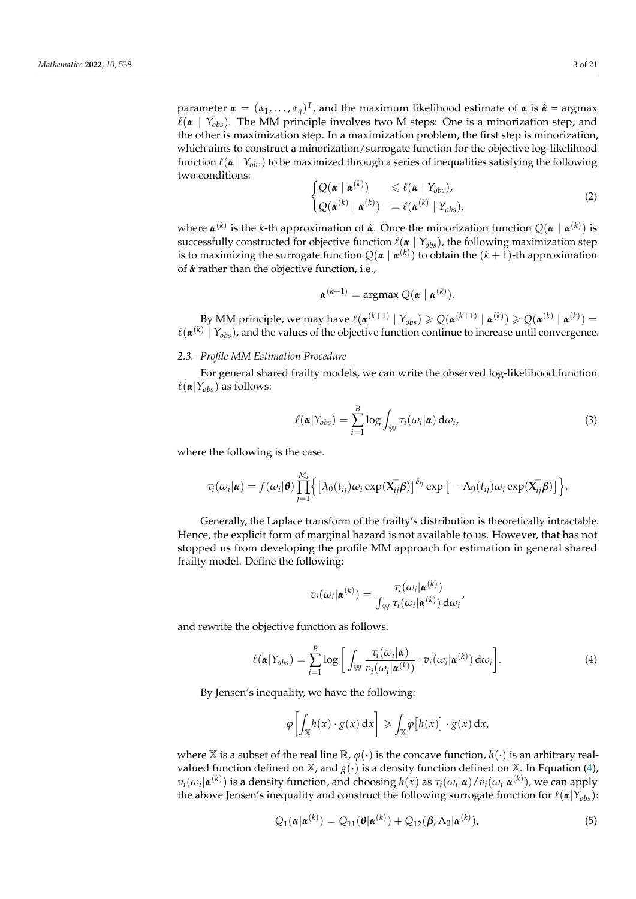parameter $\boldsymbol{\alpha} = (\alpha_1, \ldots, \alpha_q)^T$, and the maximum likelihood estimate of $\boldsymbol{\alpha}$ is $\hat{\boldsymbol{\alpha}}$ = argmax $\ell(\boldsymbol{\alpha} \mid Y_{obs})$. The MM principle involves two M steps: One is a minorization step, and the other is maximization step. In a maximization problem, the first step is minorization, which aims to construct a minorization/surrogate function for the objective log-likelihood function $\ell(\boldsymbol{\alpha} \mid Y_{obs})$ to be maximized through a series of inequalities satisfying the following two conditions:

$$
\begin{cases} Q(\boldsymbol{\alpha} \mid \boldsymbol{\alpha}^{(k)}) & \leqslant \ell(\boldsymbol{\alpha} \mid Y_{obs}), \\ Q(\boldsymbol{\alpha}^{(k)} \mid \boldsymbol{\alpha}^{(k)}) & = \ell(\boldsymbol{\alpha}^{(k)} \mid Y_{obs}), \end{cases} \tag{2}
$$

where $\boldsymbol{\alpha}^{(k)}$ is the $k$-th approximation of $\hat{\boldsymbol{\alpha}}$. Once the minorization function $Q(\boldsymbol{\alpha} \mid \boldsymbol{\alpha}^{(k)})$ is successfully constructed for objective function $\ell(\boldsymbol{\alpha} \mid Y_{obs})$, the following maximization step is to maximizing the surrogate function $Q(\boldsymbol{\alpha} \mid \boldsymbol{\alpha}^{(k)})$ to obtain the $(k+1)$-th approximation of $\hat{\boldsymbol{\alpha}}$ rather than the objective function, i.e.,

$$
\boldsymbol{\alpha}^{(k+1)} = \text{argmax } Q(\boldsymbol{\alpha} \mid \boldsymbol{\alpha}^{(k)}).
$$

By MM principle, we may have $\ell(\boldsymbol{\alpha}^{(k+1)} \mid Y_{obs}) \geqslant Q(\boldsymbol{\alpha}^{(k+1)} \mid \boldsymbol{\alpha}^{(k)}) \geqslant Q(\boldsymbol{\alpha}^{(k)} \mid \boldsymbol{\alpha}^{(k)}) = \ell(\boldsymbol{\alpha}^{(k)} \mid Y_{obs})$, and the values of the objective function continue to increase until convergence.

### *2.3. Profile MM Estimation Procedure*

For general shared frailty models, we can write the observed log-likelihood function $\ell(\boldsymbol{\alpha}|Y_{obs})$ as follows:

$$
\ell(\boldsymbol{\alpha}|Y_{obs}) = \sum_{i=1}^{B} \log \int_{\mathbb{W}} \tau_i(\omega_i|\boldsymbol{\alpha})\, \mathrm{d}\omega_i, \tag{3}
$$

where the following is the case.

$$
\tau_i(\omega_i|\boldsymbol{\alpha}) = f(\omega_i|\boldsymbol{\theta}) \prod_{j=1}^{M_i} \Big\{ \big[\lambda_0(t_{ij})\omega_i \exp(\mathbf{X}_{ij}^\top \boldsymbol{\beta})\big]^{\delta_{ij}} \exp\big[-\Lambda_0(t_{ij})\omega_i \exp(\mathbf{X}_{ij}^\top \boldsymbol{\beta})\big] \Big\}.
$$

Generally, the Laplace transform of the frailty's distribution is theoretically intractable. Hence, the explicit form of marginal hazard is not available to us. However, that has not stopped us from developing the profile MM approach for estimation in general shared frailty model. Define the following:

$$
v_i(\omega_i|\boldsymbol{\alpha}^{(k)}) = \frac{\tau_i(\omega_i|\boldsymbol{\alpha}^{(k)})}{\int_{\mathbb{W}} \tau_i(\omega_i|\boldsymbol{\alpha}^{(k)})\, \mathrm{d}\omega_i},
$$

and rewrite the objective function as follows.

$$
\ell(\boldsymbol{\alpha}|Y_{obs}) = \sum_{i=1}^{B} \log \bigg[ \int_{\mathbb{W}} \frac{\tau_i(\omega_i|\boldsymbol{\alpha})}{v_i(\omega_i|\boldsymbol{\alpha}^{(k)})} \cdot v_i(\omega_i|\boldsymbol{\alpha}^{(k)})\, \mathrm{d}\omega_i \bigg]. \tag{4}
$$

By Jensen's inequality, we have the following:

$$
\varphi\bigg[\int_{\mathbb{X}} h(x) \cdot g(x)\, \mathrm{d}x\bigg] \geqslant \int_{\mathbb{X}} \varphi\big[h(x)\big] \cdot g(x)\, \mathrm{d}x,
$$

where $\mathbb{X}$ is a subset of the real line $\mathbb{R}$, $\varphi(\cdot)$ is the concave function, $h(\cdot)$ is an arbitrary real-valued function defined on $\mathbb{X}$, and $g(\cdot)$ is a density function defined on $\mathbb{X}$. In Equation (4), $v_i(\omega_i|\boldsymbol{\alpha}^{(k)})$ is a density function, and choosing $h(x)$ as $\tau_i(\omega_i|\boldsymbol{\alpha})/v_i(\omega_i|\boldsymbol{\alpha}^{(k)})$, we can apply the above Jensen's inequality and construct the following surrogate function for $\ell(\boldsymbol{\alpha}|Y_{obs})$:

$$
Q_1(\boldsymbol{\alpha}|\boldsymbol{\alpha}^{(k)}) = Q_{11}(\boldsymbol{\theta}|\boldsymbol{\alpha}^{(k)}) + Q_{12}(\boldsymbol{\beta}, \Lambda_0|\boldsymbol{\alpha}^{(k)}), \tag{5}
$$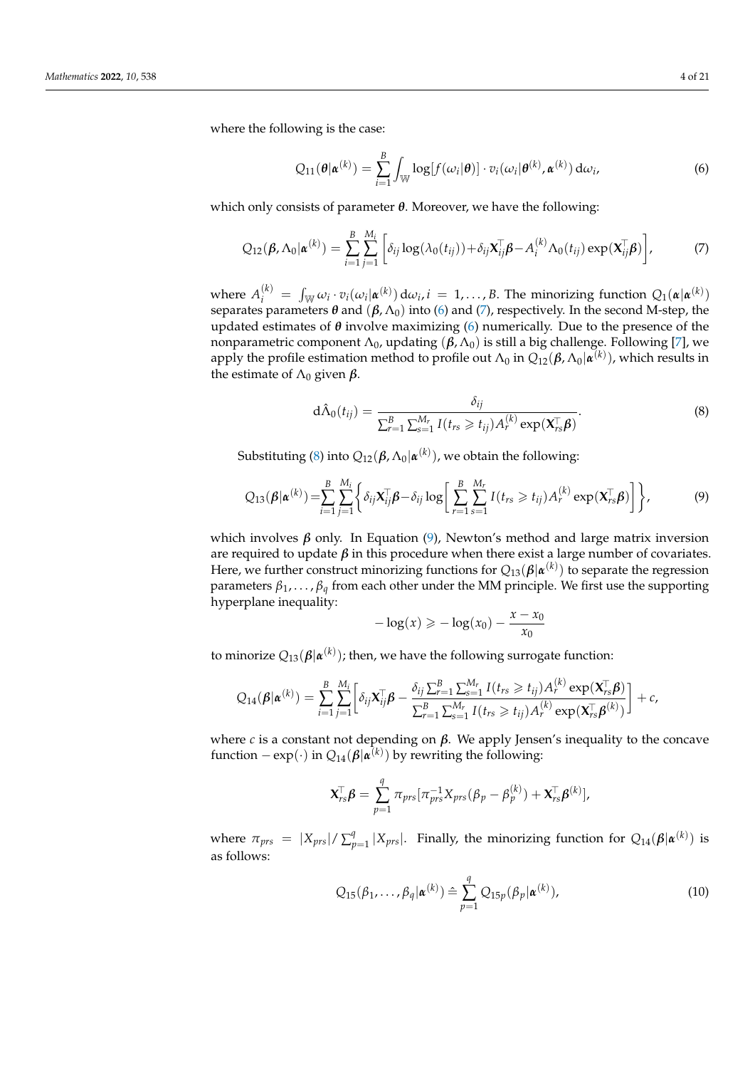where the following is the case:

$$Q_{11}(\boldsymbol{\theta}|\boldsymbol{\alpha}^{(k)}) = \sum_{i=1}^{B} \int_{\mathbb{W}} \log[f(\omega_i|\boldsymbol{\theta})] \cdot v_i(\omega_i|\boldsymbol{\theta}^{(k)}, \boldsymbol{\alpha}^{(k)})\, \mathrm{d}\omega_i, \tag{6}$$

which only consists of parameter $\boldsymbol{\theta}$. Moreover, we have the following:

$$Q_{12}(\boldsymbol{\beta}, \Lambda_0|\boldsymbol{\alpha}^{(k)}) = \sum_{i=1}^{B}\sum_{j=1}^{M_i}\left[\delta_{ij}\log(\lambda_0(t_{ij})) + \delta_{ij}\mathbf{X}_{ij}^{\top}\boldsymbol{\beta} - A_i^{(k)}\Lambda_0(t_{ij})\exp(\mathbf{X}_{ij}^{\top}\boldsymbol{\beta})\right], \tag{7}$$

where $A_i^{(k)} = \int_{\mathbb{W}} \omega_i \cdot v_i(\omega_i|\boldsymbol{\alpha}^{(k)})\, \mathrm{d}\omega_i, i = 1, \ldots, B$. The minorizing function $Q_1(\boldsymbol{\alpha}|\boldsymbol{\alpha}^{(k)})$ separates parameters $\boldsymbol{\theta}$ and $(\boldsymbol{\beta}, \Lambda_0)$ into (6) and (7), respectively. In the second M-step, the updated estimates of $\boldsymbol{\theta}$ involve maximizing (6) numerically. Due to the presence of the nonparametric component $\Lambda_0$, updating $(\boldsymbol{\beta}, \Lambda_0)$ is still a big challenge. Following [7], we apply the profile estimation method to profile out $\Lambda_0$ in $Q_{12}(\boldsymbol{\beta}, \Lambda_0|\boldsymbol{\alpha}^{(k)})$, which results in the estimate of $\Lambda_0$ given $\boldsymbol{\beta}$.

$$\mathrm{d}\hat{\Lambda}_0(t_{ij}) = \frac{\delta_{ij}}{\sum_{r=1}^{B}\sum_{s=1}^{M_r} I(t_{rs} \geqslant t_{ij}) A_r^{(k)} \exp(\mathbf{X}_{rs}^{\top}\boldsymbol{\beta})}. \tag{8}$$

Substituting (8) into $Q_{12}(\boldsymbol{\beta}, \Lambda_0|\boldsymbol{\alpha}^{(k)})$, we obtain the following:

$$Q_{13}(\boldsymbol{\beta}|\boldsymbol{\alpha}^{(k)}) = \sum_{i=1}^{B}\sum_{j=1}^{M_i}\left\{\delta_{ij}\mathbf{X}_{ij}^{\top}\boldsymbol{\beta} - \delta_{ij}\log\left[\sum_{r=1}^{B}\sum_{s=1}^{M_r} I(t_{rs} \geqslant t_{ij}) A_r^{(k)} \exp(\mathbf{X}_{rs}^{\top}\boldsymbol{\beta})\right]\right\}, \tag{9}$$

which involves $\boldsymbol{\beta}$ only. In Equation (9), Newton's method and large matrix inversion are required to update $\boldsymbol{\beta}$ in this procedure when there exist a large number of covariates. Here, we further construct minorizing functions for $Q_{13}(\boldsymbol{\beta}|\boldsymbol{\alpha}^{(k)})$ to separate the regression parameters $\beta_1, \ldots, \beta_q$ from each other under the MM principle. We first use the supporting hyperplane inequality:

$$-\log(x) \geqslant -\log(x_0) - \frac{x - x_0}{x_0}$$

to minorize $Q_{13}(\boldsymbol{\beta}|\boldsymbol{\alpha}^{(k)})$; then, we have the following surrogate function:

$$Q_{14}(\boldsymbol{\beta}|\boldsymbol{\alpha}^{(k)}) = \sum_{i=1}^{B}\sum_{j=1}^{M_i}\left[\delta_{ij}\mathbf{X}_{ij}^{\top}\boldsymbol{\beta} - \frac{\delta_{ij}\sum_{r=1}^{B}\sum_{s=1}^{M_r} I(t_{rs} \geqslant t_{ij}) A_r^{(k)} \exp(\mathbf{X}_{rs}^{\top}\boldsymbol{\beta})}{\sum_{r=1}^{B}\sum_{s=1}^{M_r} I(t_{rs} \geqslant t_{ij}) A_r^{(k)} \exp(\mathbf{X}_{rs}^{\top}\boldsymbol{\beta}^{(k)})}\right] + c,$$

where $c$ is a constant not depending on $\boldsymbol{\beta}$. We apply Jensen's inequality to the concave function $-\exp(\cdot)$ in $Q_{14}(\boldsymbol{\beta}|\boldsymbol{\alpha}^{(k)})$ by rewriting the following:

$$\mathbf{X}_{rs}^{\top}\boldsymbol{\beta} = \sum_{p=1}^{q} \pi_{prs}[\pi_{prs}^{-1} X_{prs}(\beta_p - \beta_p^{(k)}) + \mathbf{X}_{rs}^{\top}\boldsymbol{\beta}^{(k)}],$$

where $\pi_{prs} = |X_{prs}| / \sum_{p=1}^{q} |X_{prs}|$. Finally, the minorizing function for $Q_{14}(\boldsymbol{\beta}|\boldsymbol{\alpha}^{(k)})$ is as follows:

$$Q_{15}(\beta_1, \ldots, \beta_q|\boldsymbol{\alpha}^{(k)}) \triangleq \sum_{p=1}^{q} Q_{15p}(\beta_p|\boldsymbol{\alpha}^{(k)}), \tag{10}$$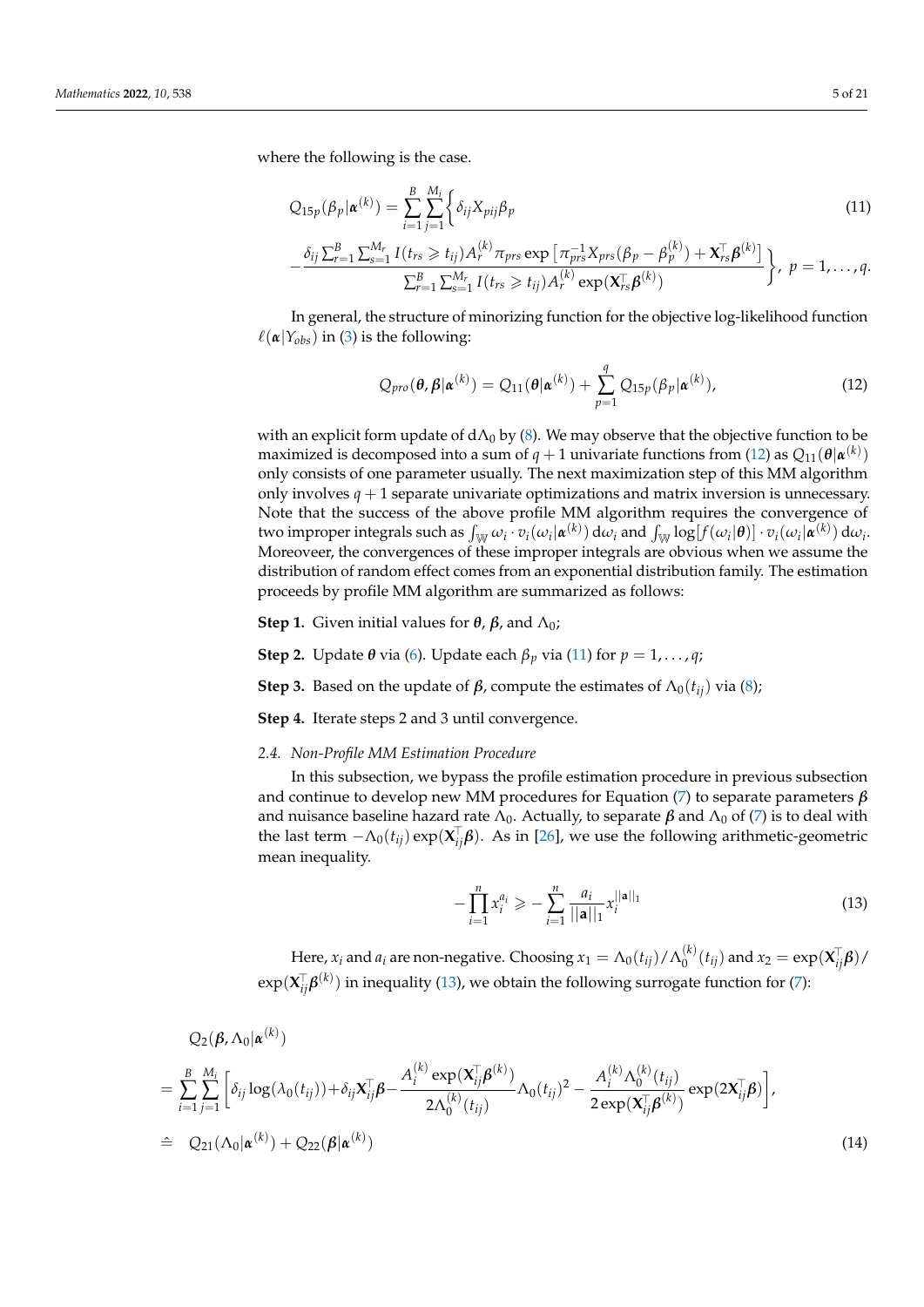where the following is the case.

$$Q_{15p}(\beta_p|\boldsymbol{\alpha}^{(k)}) = \sum_{i=1}^{B}\sum_{j=1}^{M_i}\Bigg\{ \delta_{ij} X_{pij}\beta_p \tag{11}$$

$$- \frac{\delta_{ij}\sum_{r=1}^{B}\sum_{s=1}^{M_r} I(t_{rs} \geqslant t_{ij}) A_r^{(k)} \pi_{prs} \exp\left[\pi_{prs}^{-1} X_{prs}(\beta_p - \beta_p^{(k)}) + \mathbf{X}_{rs}^{\top}\boldsymbol{\beta}^{(k)}\right]}{\sum_{r=1}^{B}\sum_{s=1}^{M_r} I(t_{rs} \geqslant t_{ij}) A_r^{(k)} \exp(\mathbf{X}_{rs}^{\top}\boldsymbol{\beta}^{(k)})}\Bigg\},\ p = 1, \ldots, q.$$

In general, the structure of minorizing function for the objective log-likelihood function $\ell(\boldsymbol{\alpha}|Y_{obs})$ in (3) is the following:

$$Q_{pro}(\boldsymbol{\theta}, \boldsymbol{\beta}|\boldsymbol{\alpha}^{(k)}) = Q_{11}(\boldsymbol{\theta}|\boldsymbol{\alpha}^{(k)}) + \sum_{p=1}^{q} Q_{15p}(\beta_p|\boldsymbol{\alpha}^{(k)}), \tag{12}$$

with an explicit form update of $\mathrm{d}\Lambda_0$ by (8). We may observe that the objective function to be maximized is decomposed into a sum of $q+1$ univariate functions from (12) as $Q_{11}(\boldsymbol{\theta}|\boldsymbol{\alpha}^{(k)})$ only consists of one parameter usually. The next maximization step of this MM algorithm only involves $q+1$ separate univariate optimizations and matrix inversion is unnecessary. Note that the success of the above profile MM algorithm requires the convergence of two improper integrals such as $\int_{\mathbb{W}} \omega_i \cdot v_i(\omega_i|\boldsymbol{\alpha}^{(k)})\,\mathrm{d}\omega_i$ and $\int_{\mathbb{W}} \log[f(\omega_i|\boldsymbol{\theta})] \cdot v_i(\omega_i|\boldsymbol{\alpha}^{(k)})\,\mathrm{d}\omega_i$. Moreoveer, the convergences of these improper integrals are obvious when we assume the distribution of random effect comes from an exponential distribution family. The estimation proceeds by profile MM algorithm are summarized as follows:

**Step 1.** Given initial values for $\boldsymbol{\theta}$, $\boldsymbol{\beta}$, and $\Lambda_0$;

**Step 2.** Update $\boldsymbol{\theta}$ via (6). Update each $\beta_p$ via (11) for $p = 1, \ldots, q$;

**Step 3.** Based on the update of $\boldsymbol{\beta}$, compute the estimates of $\Lambda_0(t_{ij})$ via (8);

**Step 4.** Iterate steps 2 and 3 until convergence.

### 2.4. Non-Profile MM Estimation Procedure

In this subsection, we bypass the profile estimation procedure in previous subsection and continue to develop new MM procedures for Equation (7) to separate parameters $\boldsymbol{\beta}$ and nuisance baseline hazard rate $\Lambda_0$. Actually, to separate $\boldsymbol{\beta}$ and $\Lambda_0$ of (7) is to deal with the last term $-\Lambda_0(t_{ij})\exp(\mathbf{X}_{ij}^{\top}\boldsymbol{\beta})$. As in [26], we use the following arithmetic-geometric mean inequality.

$$-\prod_{i=1}^{n} x_i^{a_i} \geqslant -\sum_{i=1}^{n} \frac{a_i}{||\mathbf{a}||_1} x_i^{||\mathbf{a}||_1} \tag{13}$$

Here, $x_i$ and $a_i$ are non-negative. Choosing $x_1 = \Lambda_0(t_{ij})/\Lambda_0^{(k)}(t_{ij})$ and $x_2 = \exp(\mathbf{X}_{ij}^{\top}\boldsymbol{\beta})/\exp(\mathbf{X}_{ij}^{\top}\boldsymbol{\beta}^{(k)})$ in inequality (13), we obtain the following surrogate function for (7):

$$\begin{aligned}
&Q_2(\boldsymbol{\beta}, \Lambda_0|\boldsymbol{\alpha}^{(k)}) \\
&= \sum_{i=1}^{B}\sum_{j=1}^{M_i}\left[\delta_{ij}\log(\lambda_0(t_{ij})) + \delta_{ij}\mathbf{X}_{ij}^{\top}\boldsymbol{\beta} - \frac{A_i^{(k)}\exp(\mathbf{X}_{ij}^{\top}\boldsymbol{\beta}^{(k)})}{2\Lambda_0^{(k)}(t_{ij})}\Lambda_0(t_{ij})^2 - \frac{A_i^{(k)}\Lambda_0^{(k)}(t_{ij})}{2\exp(\mathbf{X}_{ij}^{\top}\boldsymbol{\beta}^{(k)})}\exp(2\mathbf{X}_{ij}^{\top}\boldsymbol{\beta})\right], \\
&\hat{=}\ \ Q_{21}(\Lambda_0|\boldsymbol{\alpha}^{(k)}) + Q_{22}(\boldsymbol{\beta}|\boldsymbol{\alpha}^{(k)})
\end{aligned} \tag{14}$$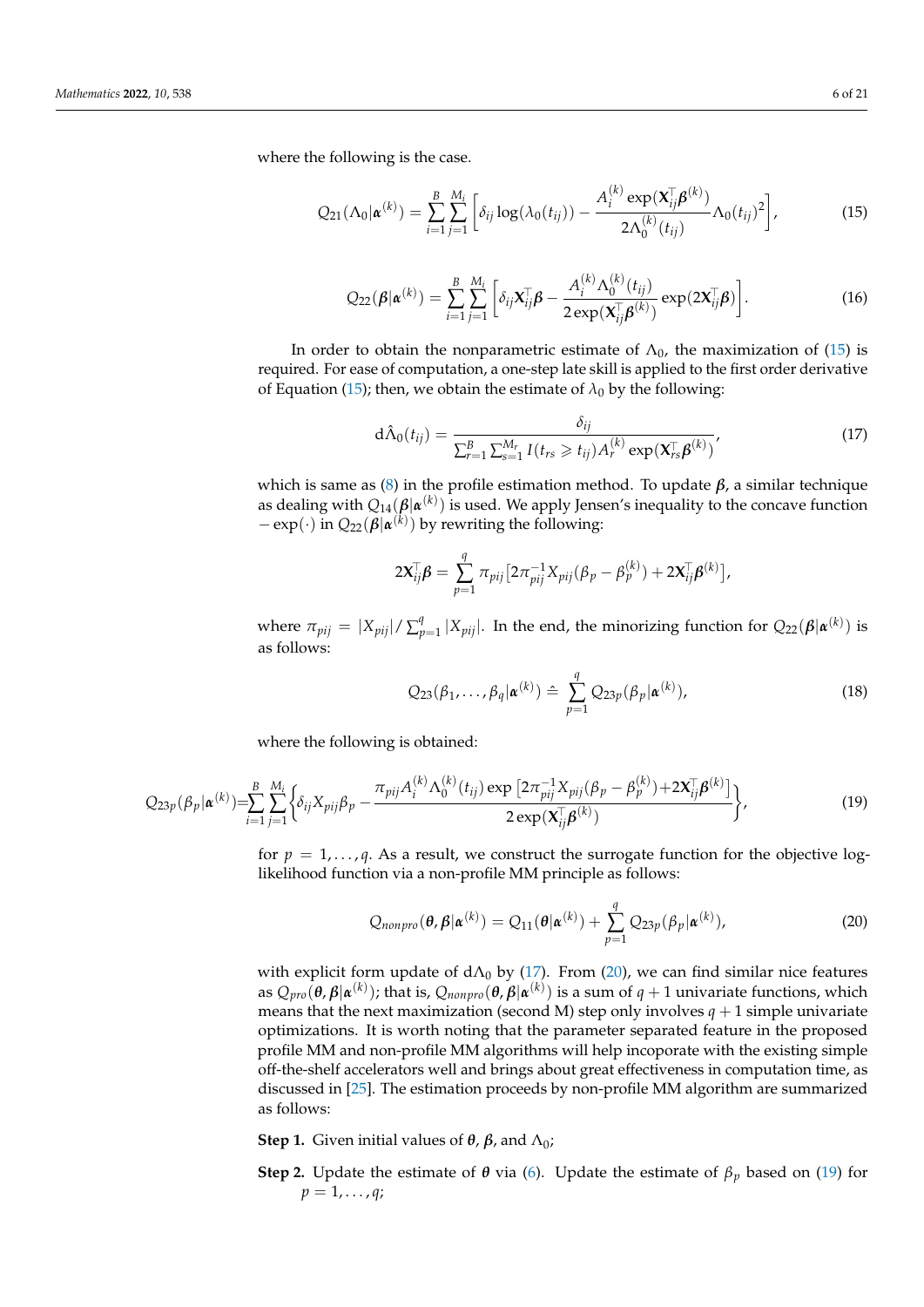where the following is the case.

$$Q_{21}(\Lambda_0|\boldsymbol{\alpha}^{(k)}) = \sum_{i=1}^{B}\sum_{j=1}^{M_i}\left[\delta_{ij}\log(\lambda_0(t_{ij})) - \frac{A_i^{(k)}\exp(\mathbf{X}_{ij}^\top\boldsymbol{\beta}^{(k)})}{2\Lambda_0^{(k)}(t_{ij})}\Lambda_0(t_{ij})^2\right], \tag{15}$$

$$Q_{22}(\boldsymbol{\beta}|\boldsymbol{\alpha}^{(k)}) = \sum_{i=1}^{B}\sum_{j=1}^{M_i}\left[\delta_{ij}\mathbf{X}_{ij}^\top\boldsymbol{\beta} - \frac{A_i^{(k)}\Lambda_0^{(k)}(t_{ij})}{2\exp(\mathbf{X}_{ij}^\top\boldsymbol{\beta}^{(k)})}\exp(2\mathbf{X}_{ij}^\top\boldsymbol{\beta})\right]. \tag{16}$$

In order to obtain the nonparametric estimate of $\Lambda_0$, the maximization of (15) is required. For ease of computation, a one-step late skill is applied to the first order derivative of Equation (15); then, we obtain the estimate of $\lambda_0$ by the following:

$$\mathrm{d}\hat{\Lambda}_0(t_{ij}) = \frac{\delta_{ij}}{\sum_{r=1}^{B}\sum_{s=1}^{M_r} I(t_{rs} \geqslant t_{ij}) A_r^{(k)}\exp(\mathbf{X}_{rs}^\top\boldsymbol{\beta}^{(k)})}, \tag{17}$$

which is same as (8) in the profile estimation method. To update $\boldsymbol{\beta}$, a similar technique as dealing with $Q_{14}(\boldsymbol{\beta}|\boldsymbol{\alpha}^{(k)})$ is used. We apply Jensen's inequality to the concave function $-\exp(\cdot)$ in $Q_{22}(\boldsymbol{\beta}|\boldsymbol{\alpha}^{(k)})$ by rewriting the following:

$$2\mathbf{X}_{ij}^\top\boldsymbol{\beta} = \sum_{p=1}^{q}\pi_{pij}\left[2\pi_{pij}^{-1}X_{pij}(\beta_p - \beta_p^{(k)}) + 2\mathbf{X}_{ij}^\top\boldsymbol{\beta}^{(k)}\right],$$

where $\pi_{pij} = |X_{pij}|/\sum_{p=1}^{q}|X_{pij}|$. In the end, the minorizing function for $Q_{22}(\boldsymbol{\beta}|\boldsymbol{\alpha}^{(k)})$ is as follows:

$$Q_{23}(\beta_1,\ldots,\beta_q|\boldsymbol{\alpha}^{(k)}) \doteq \sum_{p=1}^{q} Q_{23p}(\beta_p|\boldsymbol{\alpha}^{(k)}), \tag{18}$$

where the following is obtained:

$$Q_{23p}(\beta_p|\boldsymbol{\alpha}^{(k)}) = \sum_{i=1}^{B}\sum_{j=1}^{M_i}\left\{\delta_{ij}X_{pij}\beta_p - \frac{\pi_{pij}A_i^{(k)}\Lambda_0^{(k)}(t_{ij})\exp\left[2\pi_{pij}^{-1}X_{pij}(\beta_p - \beta_p^{(k)}) + 2\mathbf{X}_{ij}^\top\boldsymbol{\beta}^{(k)}\right]}{2\exp(\mathbf{X}_{ij}^\top\boldsymbol{\beta}^{(k)})}\right\}, \tag{19}$$

for $p = 1,\ldots,q$. As a result, we construct the surrogate function for the objective log-likelihood function via a non-profile MM principle as follows:

$$Q_{nonpro}(\boldsymbol{\theta},\boldsymbol{\beta}|\boldsymbol{\alpha}^{(k)}) = Q_{11}(\boldsymbol{\theta}|\boldsymbol{\alpha}^{(k)}) + \sum_{p=1}^{q} Q_{23p}(\beta_p|\boldsymbol{\alpha}^{(k)}), \tag{20}$$

with explicit form update of $\mathrm{d}\Lambda_0$ by (17). From (20), we can find similar nice features as $Q_{pro}(\boldsymbol{\theta},\boldsymbol{\beta}|\boldsymbol{\alpha}^{(k)})$; that is, $Q_{nonpro}(\boldsymbol{\theta},\boldsymbol{\beta}|\boldsymbol{\alpha}^{(k)})$ is a sum of $q+1$ univariate functions, which means that the next maximization (second M) step only involves $q+1$ simple univariate optimizations. It is worth noting that the parameter separated feature in the proposed profile MM and non-profile MM algorithms will help incoporate with the existing simple off-the-shelf accelerators well and brings about great effectiveness in computation time, as discussed in [25]. The estimation proceeds by non-profile MM algorithm are summarized as follows:

**Step 1.** Given initial values of $\boldsymbol{\theta}$, $\boldsymbol{\beta}$, and $\Lambda_0$;

**Step 2.** Update the estimate of $\boldsymbol{\theta}$ via (6). Update the estimate of $\beta_p$ based on (19) for $p = 1,\ldots,q$;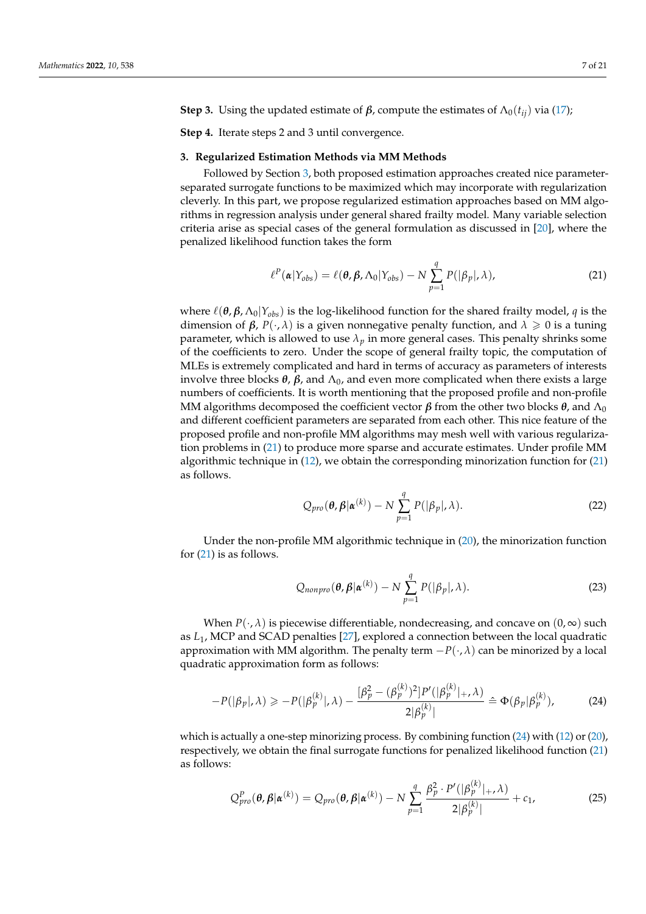**Step 3.** Using the updated estimate of $\boldsymbol{\beta}$, compute the estimates of $\Lambda_0(t_{ij})$ via (17);

**Step 4.** Iterate steps 2 and 3 until convergence.

## 3. Regularized Estimation Methods via MM Methods

Followed by Section 3, both proposed estimation approaches created nice parameter-separated surrogate functions to be maximized which may incorporate with regularization cleverly. In this part, we propose regularized estimation approaches based on MM algorithms in regression analysis under general shared frailty model. Many variable selection criteria arise as special cases of the general formulation as discussed in [20], where the penalized likelihood function takes the form

$$\ell^P(\boldsymbol{\alpha}|Y_{obs}) = \ell(\boldsymbol{\theta}, \boldsymbol{\beta}, \Lambda_0|Y_{obs}) - N\sum_{p=1}^{q} P(|\beta_p|, \lambda), \tag{21}$$

where $\ell(\boldsymbol{\theta}, \boldsymbol{\beta}, \Lambda_0|Y_{obs})$ is the log-likelihood function for the shared frailty model, $q$ is the dimension of $\boldsymbol{\beta}$, $P(\cdot, \lambda)$ is a given nonnegative penalty function, and $\lambda \geqslant 0$ is a tuning parameter, which is allowed to use $\lambda_p$ in more general cases. This penalty shrinks some of the coefficients to zero. Under the scope of general frailty topic, the computation of MLEs is extremely complicated and hard in terms of accuracy as parameters of interests involve three blocks $\boldsymbol{\theta}$, $\boldsymbol{\beta}$, and $\Lambda_0$, and even more complicated when there exists a large numbers of coefficients. It is worth mentioning that the proposed profile and non-profile MM algorithms decomposed the coefficient vector $\boldsymbol{\beta}$ from the other two blocks $\boldsymbol{\theta}$, and $\Lambda_0$ and different coefficient parameters are separated from each other. This nice feature of the proposed profile and non-profile MM algorithms may mesh well with various regularization problems in (21) to produce more sparse and accurate estimates. Under profile MM algorithmic technique in (12), we obtain the corresponding minorization function for (21) as follows.

$$Q_{pro}(\boldsymbol{\theta}, \boldsymbol{\beta}|\boldsymbol{\alpha}^{(k)}) - N\sum_{p=1}^{q} P(|\beta_p|, \lambda). \tag{22}$$

Under the non-profile MM algorithmic technique in (20), the minorization function for (21) is as follows.

$$Q_{nonpro}(\boldsymbol{\theta}, \boldsymbol{\beta}|\boldsymbol{\alpha}^{(k)}) - N\sum_{p=1}^{q} P(|\beta_p|, \lambda). \tag{23}$$

When $P(\cdot, \lambda)$ is piecewise differentiable, nondecreasing, and concave on $(0, \infty)$ such as $L_1$, MCP and SCAD penalties [27], explored a connection between the local quadratic approximation with MM algorithm. The penalty term $-P(\cdot, \lambda)$ can be minorized by a local quadratic approximation form as follows:

$$-P(|\beta_p|, \lambda) \geqslant -P(|\beta_p^{(k)}|, \lambda) - \frac{[\beta_p^2 - (\beta_p^{(k)})^2]P'(|\beta_p^{(k)}|_+, \lambda)}{2|\beta_p^{(k)}|} \triangleq \Phi(\beta_p|\beta_p^{(k)}), \tag{24}$$

which is actually a one-step minorizing process. By combining function (24) with (12) or (20), respectively, we obtain the final surrogate functions for penalized likelihood function (21) as follows:

$$Q^P_{pro}(\boldsymbol{\theta}, \boldsymbol{\beta}|\boldsymbol{\alpha}^{(k)}) = Q_{pro}(\boldsymbol{\theta}, \boldsymbol{\beta}|\boldsymbol{\alpha}^{(k)}) - N\sum_{p=1}^{q} \frac{\beta_p^2 \cdot P'(|\beta_p^{(k)}|_+, \lambda)}{2|\beta_p^{(k)}|} + c_1, \tag{25}$$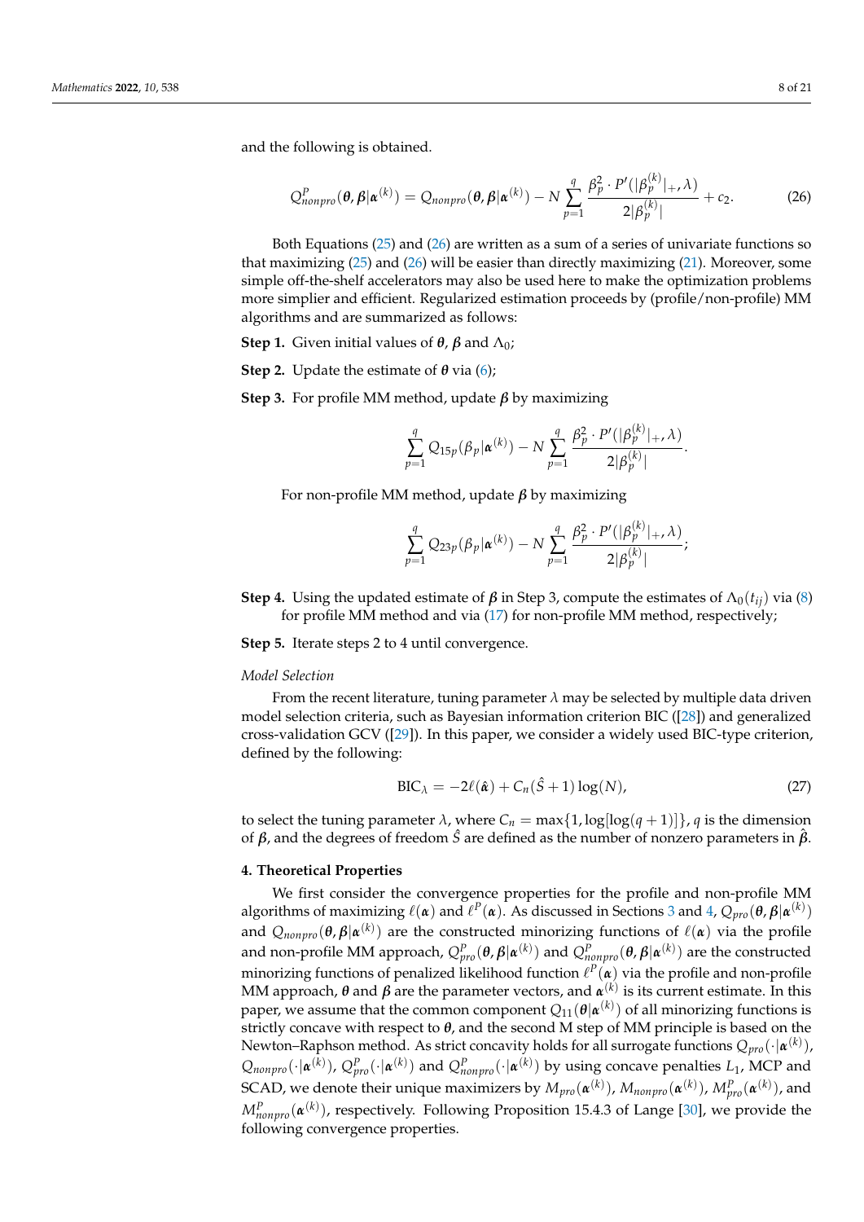and the following is obtained.

$$Q^{P}_{nonpro}(\boldsymbol{\theta}, \boldsymbol{\beta}|\boldsymbol{\alpha}^{(k)}) = Q_{nonpro}(\boldsymbol{\theta}, \boldsymbol{\beta}|\boldsymbol{\alpha}^{(k)}) - N\sum_{p=1}^{q} \frac{\beta_p^2 \cdot P'(|\beta_p^{(k)}|_+, \lambda)}{2|\beta_p^{(k)}|} + c_2. \tag{26}$$

Both Equations (25) and (26) are written as a sum of a series of univariate functions so that maximizing (25) and (26) will be easier than directly maximizing (21). Moreover, some simple off-the-shelf accelerators may also be used here to make the optimization problems more simplier and efficient. Regularized estimation proceeds by (profile/non-profile) MM algorithms and are summarized as follows:

**Step 1.** Given initial values of $\boldsymbol{\theta}$, $\boldsymbol{\beta}$ and $\Lambda_0$;

**Step 2.** Update the estimate of $\boldsymbol{\theta}$ via (6);

**Step 3.** For profile MM method, update $\boldsymbol{\beta}$ by maximizing

$$\sum_{p=1}^{q} Q_{15p}(\beta_p|\boldsymbol{\alpha}^{(k)}) - N\sum_{p=1}^{q} \frac{\beta_p^2 \cdot P'(|\beta_p^{(k)}|_+, \lambda)}{2|\beta_p^{(k)}|}.$$

For non-profile MM method, update $\boldsymbol{\beta}$ by maximizing

$$\sum_{p=1}^{q} Q_{23p}(\beta_p|\boldsymbol{\alpha}^{(k)}) - N\sum_{p=1}^{q} \frac{\beta_p^2 \cdot P'(|\beta_p^{(k)}|_+, \lambda)}{2|\beta_p^{(k)}|};$$

**Step 4.** Using the updated estimate of $\boldsymbol{\beta}$ in Step 3, compute the estimates of $\Lambda_0(t_{ij})$ via (8) for profile MM method and via (17) for non-profile MM method, respectively;

**Step 5.** Iterate steps 2 to 4 until convergence.

*Model Selection*

From the recent literature, tuning parameter $\lambda$ may be selected by multiple data driven model selection criteria, such as Bayesian information criterion BIC ([28]) and generalized cross-validation GCV ([29]). In this paper, we consider a widely used BIC-type criterion, defined by the following:

$$\text{BIC}_\lambda = -2\ell(\hat{\boldsymbol{\alpha}}) + C_n(\hat{S} + 1)\log(N), \tag{27}$$

to select the tuning parameter $\lambda$, where $C_n = \max\{1, \log[\log(q+1)]\}$, $q$ is the dimension of $\boldsymbol{\beta}$, and the degrees of freedom $\hat{S}$ are defined as the number of nonzero parameters in $\hat{\boldsymbol{\beta}}$.

## 4. Theoretical Properties

We first consider the convergence properties for the profile and non-profile MM algorithms of maximizing $\ell(\boldsymbol{\alpha})$ and $\ell^P(\boldsymbol{\alpha})$. As discussed in Sections 3 and 4, $Q_{pro}(\boldsymbol{\theta}, \boldsymbol{\beta}|\boldsymbol{\alpha}^{(k)})$ and $Q_{nonpro}(\boldsymbol{\theta}, \boldsymbol{\beta}|\boldsymbol{\alpha}^{(k)})$ are the constructed minorizing functions of $\ell(\boldsymbol{\alpha})$ via the profile and non-profile MM approach, $Q^P_{pro}(\boldsymbol{\theta}, \boldsymbol{\beta}|\boldsymbol{\alpha}^{(k)})$ and $Q^P_{nonpro}(\boldsymbol{\theta}, \boldsymbol{\beta}|\boldsymbol{\alpha}^{(k)})$ are the constructed minorizing functions of penalized likelihood function $\ell^P(\boldsymbol{\alpha})$ via the profile and non-profile MM approach, $\boldsymbol{\theta}$ and $\boldsymbol{\beta}$ are the parameter vectors, and $\boldsymbol{\alpha}^{(k)}$ is its current estimate. In this paper, we assume that the common component $Q_{11}(\boldsymbol{\theta}|\boldsymbol{\alpha}^{(k)})$ of all minorizing functions is strictly concave with respect to $\boldsymbol{\theta}$, and the second M step of MM principle is based on the Newton–Raphson method. As strict concavity holds for all surrogate functions $Q_{pro}(\cdot|\boldsymbol{\alpha}^{(k)})$, $Q_{nonpro}(\cdot|\boldsymbol{\alpha}^{(k)})$, $Q^P_{pro}(\cdot|\boldsymbol{\alpha}^{(k)})$ and $Q^P_{nonpro}(\cdot|\boldsymbol{\alpha}^{(k)})$ by using concave penalties $L_1$, MCP and SCAD, we denote their unique maximizers by $M_{pro}(\boldsymbol{\alpha}^{(k)})$, $M_{nonpro}(\boldsymbol{\alpha}^{(k)})$, $M^P_{pro}(\boldsymbol{\alpha}^{(k)})$, and $M^P_{nonpro}(\boldsymbol{\alpha}^{(k)})$, respectively. Following Proposition 15.4.3 of Lange [30], we provide the following convergence properties.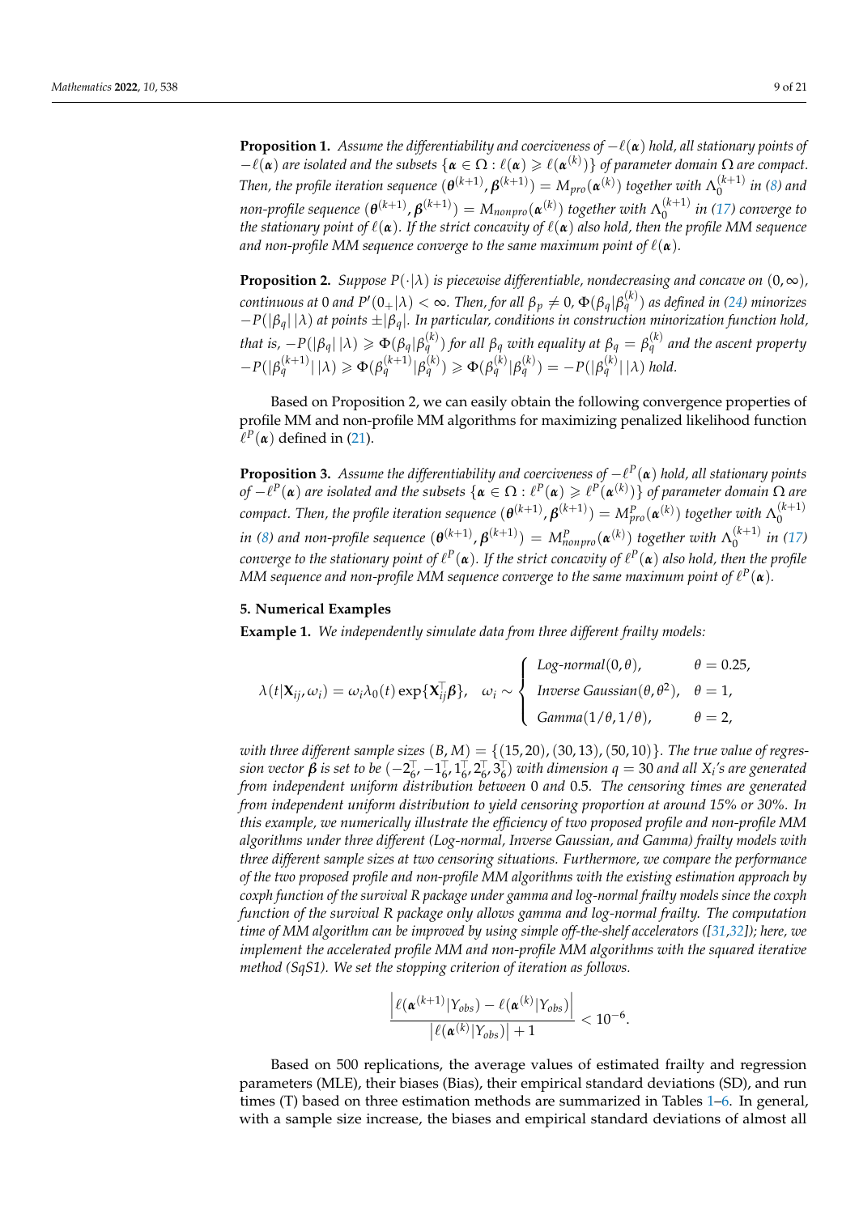**Proposition 1.** *Assume the differentiability and coerciveness of $-\ell(\boldsymbol{\alpha})$ hold, all stationary points of $-\ell(\boldsymbol{\alpha})$ are isolated and the subsets $\{\boldsymbol{\alpha} \in \Omega : \ell(\boldsymbol{\alpha}) \geqslant \ell(\boldsymbol{\alpha}^{(k)})\}$ of parameter domain $\Omega$ are compact. Then, the profile iteration sequence $(\boldsymbol{\theta}^{(k+1)}, \boldsymbol{\beta}^{(k+1)}) = M_{pro}(\boldsymbol{\alpha}^{(k)})$ together with $\Lambda_0^{(k+1)}$ in (8) and non-profile sequence $(\boldsymbol{\theta}^{(k+1)}, \boldsymbol{\beta}^{(k+1)}) = M_{nonpro}(\boldsymbol{\alpha}^{(k)})$ together with $\Lambda_0^{(k+1)}$ in (17) converge to the stationary point of $\ell(\boldsymbol{\alpha})$. If the strict concavity of $\ell(\boldsymbol{\alpha})$ also hold, then the profile MM sequence and non-profile MM sequence converge to the same maximum point of $\ell(\boldsymbol{\alpha})$.*

**Proposition 2.** *Suppose $P(\cdot|\lambda)$ is piecewise differentiable, nondecreasing and concave on $(0, \infty)$, continuous at 0 and $P'(0_+|\lambda) < \infty$. Then, for all $\beta_p \neq 0$, $\Phi(\beta_q|\beta_q^{(k)})$ as defined in (24) minorizes $-P(|\beta_q|\,|\lambda)$ at points $\pm|\beta_q|$. In particular, conditions in construction minorization function hold, that is, $-P(|\beta_q|\,|\lambda) \geqslant \Phi(\beta_q|\beta_q^{(k)})$ for all $\beta_q$ with equality at $\beta_q = \beta_q^{(k)}$ and the ascent property $-P(|\beta_q^{(k+1)}|\,|\lambda) \geqslant \Phi(\beta_q^{(k+1)}|\beta_q^{(k)}) \geqslant \Phi(\beta_q^{(k)}|\beta_q^{(k)}) = -P(|\beta_q^{(k)}|\,|\lambda)$ hold.*

Based on Proposition 2, we can easily obtain the following convergence properties of profile MM and non-profile MM algorithms for maximizing penalized likelihood function $\ell^P(\boldsymbol{\alpha})$ defined in (21).

**Proposition 3.** *Assume the differentiability and coerciveness of $-\ell^P(\boldsymbol{\alpha})$ hold, all stationary points of $-\ell^P(\boldsymbol{\alpha})$ are isolated and the subsets $\{\boldsymbol{\alpha} \in \Omega : \ell^P(\boldsymbol{\alpha}) \geqslant \ell^P(\boldsymbol{\alpha}^{(k)})\}$ of parameter domain $\Omega$ are compact. Then, the profile iteration sequence $(\boldsymbol{\theta}^{(k+1)}, \boldsymbol{\beta}^{(k+1)}) = M^P_{pro}(\boldsymbol{\alpha}^{(k)})$ together with $\Lambda_0^{(k+1)}$ in (8) and non-profile sequence $(\boldsymbol{\theta}^{(k+1)}, \boldsymbol{\beta}^{(k+1)}) = M^P_{nonpro}(\boldsymbol{\alpha}^{(k)})$ together with $\Lambda_0^{(k+1)}$ in (17) converge to the stationary point of $\ell^P(\boldsymbol{\alpha})$. If the strict concavity of $\ell^P(\boldsymbol{\alpha})$ also hold, then the profile MM sequence and non-profile MM sequence converge to the same maximum point of $\ell^P(\boldsymbol{\alpha})$.*

## 5. Numerical Examples

**Example 1.** *We independently simulate data from three different frailty models:*

$$\lambda(t|\mathbf{X}_{ij}, \omega_i) = \omega_i \lambda_0(t) \exp\{\mathbf{X}_{ij}^{\top}\boldsymbol{\beta}\}, \quad \omega_i \sim \begin{cases} \textit{Log-normal}(0, \theta), & \theta = 0.25, \\ \textit{Inverse Gaussian}(\theta, \theta^2), & \theta = 1, \\ \textit{Gamma}(1/\theta, 1/\theta), & \theta = 2, \end{cases}$$

*with three different sample sizes $(B, M) = \{(15, 20), (30, 13), (50, 10)\}$. The true value of regression vector $\boldsymbol{\beta}$ is set to be $(-2_6^{\top}, -1_6^{\top}, 1_6^{\top}, 2_6^{\top}, 3_6^{\top})$ with dimension $q = 30$ and all $X_i$'s are generated from independent uniform distribution between 0 and 0.5. The censoring times are generated from independent uniform distribution to yield censoring proportion at around 15% or 30%. In this example, we numerically illustrate the efficiency of two proposed profile and non-profile MM algorithms under three different (Log-normal, Inverse Gaussian, and Gamma) frailty models with three different sample sizes at two censoring situations. Furthermore, we compare the performance of the two proposed profile and non-profile MM algorithms with the existing estimation approach by coxph function of the survival R package under gamma and log-normal frailty models since the coxph function of the survival R package only allows gamma and log-normal frailty. The computation time of MM algorithm can be improved by using simple off-the-shelf accelerators ([31,32]); here, we implement the accelerated profile MM and non-profile MM algorithms with the squared iterative method (SqS1). We set the stopping criterion of iteration as follows.*

$$\frac{\left|\ell(\boldsymbol{\alpha}^{(k+1)}|Y_{obs}) - \ell(\boldsymbol{\alpha}^{(k)}|Y_{obs})\right|}{\left|\ell(\boldsymbol{\alpha}^{(k)}|Y_{obs})\right| + 1} < 10^{-6}.$$

Based on 500 replications, the average values of estimated frailty and regression parameters (MLE), their biases (Bias), their empirical standard deviations (SD), and run times (T) based on three estimation methods are summarized in Tables 1–6. In general, with a sample size increase, the biases and empirical standard deviations of almost all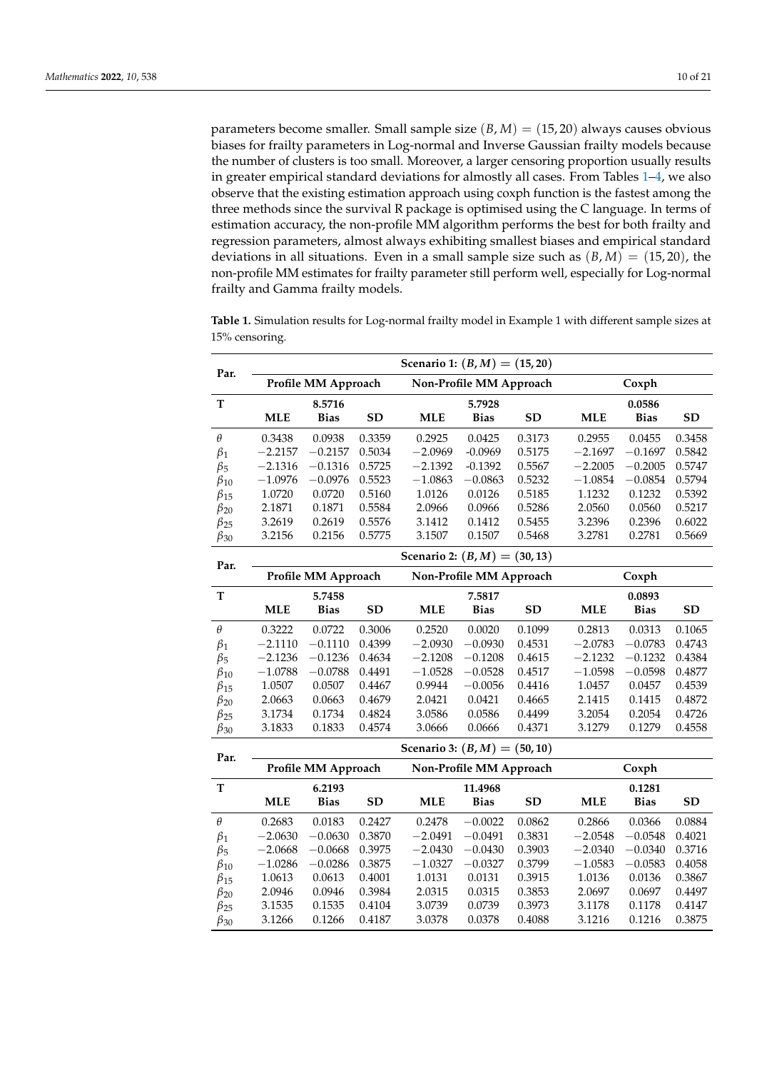parameters become smaller. Small sample size $(B, M) = (15, 20)$ always causes obvious biases for frailty parameters in Log-normal and Inverse Gaussian frailty models because the number of clusters is too small. Moreover, a larger censoring proportion usually results in greater empirical standard deviations for almost all cases. From Tables 1–4, we also observe that the existing estimation approach using coxph function is the fastest among the three methods since the survival R package is optimised using the C language. In terms of estimation accuracy, the non-profile MM algorithm performs the best for both frailty and regression parameters, almost always exhibiting smallest biases and empirical standard deviations in all situations. Even in a small sample size such as $(B, M) = (15, 20)$, the non-profile MM estimates for frailty parameter still perform well, especially for Log-normal frailty and Gamma frailty models.

**Table 1.** Simulation results for Log-normal frailty model in Example 1 with different sample sizes at 15% censoring.

| Par. | **Scenario 1: $(B, M) = (15, 20)$** | | | | | | | | |
|---|---|---|---|---|---|---|---|---|---|
| | **Profile MM Approach** | | | **Non-Profile MM Approach** | | | **Coxph** | | |
| **T** | | **8.5716** | | | **5.7928** | | | **0.0586** | |
| | **MLE** | **Bias** | **SD** | **MLE** | **Bias** | **SD** | **MLE** | **Bias** | **SD** |
| $\theta$ | 0.3438 | 0.0938 | 0.3359 | 0.2925 | 0.0425 | 0.3173 | 0.2955 | 0.0455 | 0.3458 |
| $\beta_1$ | −2.2157 | −0.2157 | 0.5034 | −2.0969 | -0.0969 | 0.5175 | −2.1697 | −0.1697 | 0.5842 |
| $\beta_5$ | −2.1316 | −0.1316 | 0.5725 | −2.1392 | -0.1392 | 0.5567 | −2.2005 | −0.2005 | 0.5747 |
| $\beta_{10}$ | −1.0976 | −0.0976 | 0.5523 | −1.0863 | −0.0863 | 0.5232 | −1.0854 | −0.0854 | 0.5794 |
| $\beta_{15}$ | 1.0720 | 0.0720 | 0.5160 | 1.0126 | 0.0126 | 0.5185 | 1.1232 | 0.1232 | 0.5392 |
| $\beta_{20}$ | 2.1871 | 0.1871 | 0.5584 | 2.0966 | 0.0966 | 0.5286 | 2.0560 | 0.0560 | 0.5217 |
| $\beta_{25}$ | 3.2619 | 0.2619 | 0.5576 | 3.1412 | 0.1412 | 0.5455 | 3.2396 | 0.2396 | 0.6022 |
| $\beta_{30}$ | 3.2156 | 0.2156 | 0.5775 | 3.1507 | 0.1507 | 0.5468 | 3.2781 | 0.2781 | 0.5669 |
| **Par.** | **Scenario 2: $(B, M) = (30, 13)$** | | | | | | | | |
| | **Profile MM Approach** | | | **Non-Profile MM Approach** | | | **Coxph** | | |
| **T** | | **5.7458** | | | **7.5817** | | | **0.0893** | |
| | **MLE** | **Bias** | **SD** | **MLE** | **Bias** | **SD** | **MLE** | **Bias** | **SD** |
| $\theta$ | 0.3222 | 0.0722 | 0.3006 | 0.2520 | 0.0020 | 0.1099 | 0.2813 | 0.0313 | 0.1065 |
| $\beta_1$ | −2.1110 | −0.1110 | 0.4399 | −2.0930 | −0.0930 | 0.4531 | −2.0783 | −0.0783 | 0.4743 |
| $\beta_5$ | −2.1236 | −0.1236 | 0.4634 | −2.1208 | −0.1208 | 0.4615 | −2.1232 | −0.1232 | 0.4384 |
| $\beta_{10}$ | −1.0788 | −0.0788 | 0.4491 | −1.0528 | −0.0528 | 0.4517 | −1.0598 | −0.0598 | 0.4877 |
| $\beta_{15}$ | 1.0507 | 0.0507 | 0.4467 | 0.9944 | −0.0056 | 0.4416 | 1.0457 | 0.0457 | 0.4539 |
| $\beta_{20}$ | 2.0663 | 0.0663 | 0.4679 | 2.0421 | 0.0421 | 0.4665 | 2.1415 | 0.1415 | 0.4872 |
| $\beta_{25}$ | 3.1734 | 0.1734 | 0.4824 | 3.0586 | 0.0586 | 0.4499 | 3.2054 | 0.2054 | 0.4726 |
| $\beta_{30}$ | 3.1833 | 0.1833 | 0.4574 | 3.0666 | 0.0666 | 0.4371 | 3.1279 | 0.1279 | 0.4558 |
| **Par.** | **Scenario 3: $(B, M) = (50, 10)$** | | | | | | | | |
| | **Profile MM Approach** | | | **Non-Profile MM Approach** | | | **Coxph** | | |
| **T** | | **6.2193** | | | **11.4968** | | | **0.1281** | |
| | **MLE** | **Bias** | **SD** | **MLE** | **Bias** | **SD** | **MLE** | **Bias** | **SD** |
| $\theta$ | 0.2683 | 0.0183 | 0.2427 | 0.2478 | −0.0022 | 0.0862 | 0.2866 | 0.0366 | 0.0884 |
| $\beta_1$ | −2.0630 | −0.0630 | 0.3870 | −2.0491 | −0.0491 | 0.3831 | −2.0548 | −0.0548 | 0.4021 |
| $\beta_5$ | −2.0668 | −0.0668 | 0.3975 | −2.0430 | −0.0430 | 0.3903 | −2.0340 | −0.0340 | 0.3716 |
| $\beta_{10}$ | −1.0286 | −0.0286 | 0.3875 | −1.0327 | −0.0327 | 0.3799 | −1.0583 | −0.0583 | 0.4058 |
| $\beta_{15}$ | 1.0613 | 0.0613 | 0.4001 | 1.0131 | 0.0131 | 0.3915 | 1.0136 | 0.0136 | 0.3867 |
| $\beta_{20}$ | 2.0946 | 0.0946 | 0.3984 | 2.0315 | 0.0315 | 0.3853 | 2.0697 | 0.0697 | 0.4497 |
| $\beta_{25}$ | 3.1535 | 0.1535 | 0.4104 | 3.0739 | 0.0739 | 0.3973 | 3.1178 | 0.1178 | 0.4147 |
| $\beta_{30}$ | 3.1266 | 0.1266 | 0.4187 | 3.0378 | 0.0378 | 0.4088 | 3.1216 | 0.1216 | 0.3875 |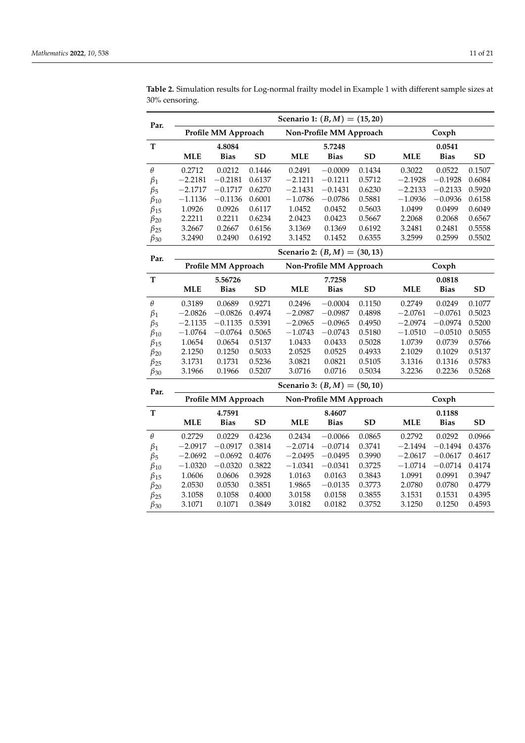**Table 2.** Simulation results for Log-normal frailty model in Example 1 with different sample sizes at 30% censoring.

| Par. | Scenario 1: $(B, M) = (15, 20)$ | | | | | | | | |
|---|---|---|---|---|---|---|---|---|---|
| | **Profile MM Approach** | | | **Non-Profile MM Approach** | | | **Coxph** | | |
| **T** | | **4.8084** | | | **5.7248** | | | **0.0541** | |
| | **MLE** | **Bias** | **SD** | **MLE** | **Bias** | **SD** | **MLE** | **Bias** | **SD** |
| $\theta$ | 0.2712 | 0.0212 | 0.1446 | 0.2491 | −0.0009 | 0.1434 | 0.3022 | 0.0522 | 0.1507 |
| $\beta_1$ | −2.2181 | −0.2181 | 0.6137 | −2.1211 | −0.1211 | 0.5712 | −2.1928 | −0.1928 | 0.6084 |
| $\beta_5$ | −2.1717 | −0.1717 | 0.6270 | −2.1431 | −0.1431 | 0.6230 | −2.2133 | −0.2133 | 0.5920 |
| $\beta_{10}$ | −1.1136 | −0.1136 | 0.6001 | −1.0786 | −0.0786 | 0.5881 | −1.0936 | −0.0936 | 0.6158 |
| $\beta_{15}$ | 1.0926 | 0.0926 | 0.6117 | 1.0452 | 0.0452 | 0.5603 | 1.0499 | 0.0499 | 0.6049 |
| $\beta_{20}$ | 2.2211 | 0.2211 | 0.6234 | 2.0423 | 0.0423 | 0.5667 | 2.2068 | 0.2068 | 0.6567 |
| $\beta_{25}$ | 3.2667 | 0.2667 | 0.6156 | 3.1369 | 0.1369 | 0.6192 | 3.2481 | 0.2481 | 0.5558 |
| $\beta_{30}$ | 3.2490 | 0.2490 | 0.6192 | 3.1452 | 0.1452 | 0.6355 | 3.2599 | 0.2599 | 0.5502 |
| **Par.** | **Scenario 2: $(B, M) = (30, 13)$** | | | | | | | | |
| | **Profile MM Approach** | | | **Non-Profile MM Approach** | | | **Coxph** | | |
| **T** | | **5.56726** | | | **7.7258** | | | **0.0818** | |
| | **MLE** | **Bias** | **SD** | **MLE** | **Bias** | **SD** | **MLE** | **Bias** | **SD** |
| $\theta$ | 0.3189 | 0.0689 | 0.9271 | 0.2496 | −0.0004 | 0.1150 | 0.2749 | 0.0249 | 0.1077 |
| $\beta_1$ | −2.0826 | −0.0826 | 0.4974 | −2.0987 | −0.0987 | 0.4898 | −2.0761 | −0.0761 | 0.5023 |
| $\beta_5$ | −2.1135 | −0.1135 | 0.5391 | −2.0965 | −0.0965 | 0.4950 | −2.0974 | −0.0974 | 0.5200 |
| $\beta_{10}$ | −1.0764 | −0.0764 | 0.5065 | −1.0743 | −0.0743 | 0.5180 | −1.0510 | −0.0510 | 0.5055 |
| $\beta_{15}$ | 1.0654 | 0.0654 | 0.5137 | 1.0433 | 0.0433 | 0.5028 | 1.0739 | 0.0739 | 0.5766 |
| $\beta_{20}$ | 2.1250 | 0.1250 | 0.5033 | 2.0525 | 0.0525 | 0.4933 | 2.1029 | 0.1029 | 0.5137 |
| $\beta_{25}$ | 3.1731 | 0.1731 | 0.5236 | 3.0821 | 0.0821 | 0.5105 | 3.1316 | 0.1316 | 0.5783 |
| $\beta_{30}$ | 3.1966 | 0.1966 | 0.5207 | 3.0716 | 0.0716 | 0.5034 | 3.2236 | 0.2236 | 0.5268 |
| **Par.** | **Scenario 3: $(B, M) = (50, 10)$** | | | | | | | | |
| | **Profile MM Approach** | | | **Non-Profile MM Approach** | | | **Coxph** | | |
| **T** | | **4.7591** | | | **8.4607** | | | **0.1188** | |
| | **MLE** | **Bias** | **SD** | **MLE** | **Bias** | **SD** | **MLE** | **Bias** | **SD** |
| $\theta$ | 0.2729 | 0.0229 | 0.4236 | 0.2434 | −0.0066 | 0.0865 | 0.2792 | 0.0292 | 0.0966 |
| $\beta_1$ | −2.0917 | −0.0917 | 0.3814 | −2.0714 | −0.0714 | 0.3741 | −2.1494 | −0.1494 | 0.4376 |
| $\beta_5$ | −2.0692 | −0.0692 | 0.4076 | −2.0495 | −0.0495 | 0.3990 | −2.0617 | −0.0617 | 0.4617 |
| $\beta_{10}$ | −1.0320 | −0.0320 | 0.3822 | −1.0341 | −0.0341 | 0.3725 | −1.0714 | −0.0714 | 0.4174 |
| $\beta_{15}$ | 1.0606 | 0.0606 | 0.3928 | 1.0163 | 0.0163 | 0.3843 | 1.0991 | 0.0991 | 0.3947 |
| $\beta_{20}$ | 2.0530 | 0.0530 | 0.3851 | 1.9865 | −0.0135 | 0.3773 | 2.0780 | 0.0780 | 0.4779 |
| $\beta_{25}$ | 3.1058 | 0.1058 | 0.4000 | 3.0158 | 0.0158 | 0.3855 | 3.1531 | 0.1531 | 0.4395 |
| $\beta_{30}$ | 3.1071 | 0.1071 | 0.3849 | 3.0182 | 0.0182 | 0.3752 | 3.1250 | 0.1250 | 0.4593 |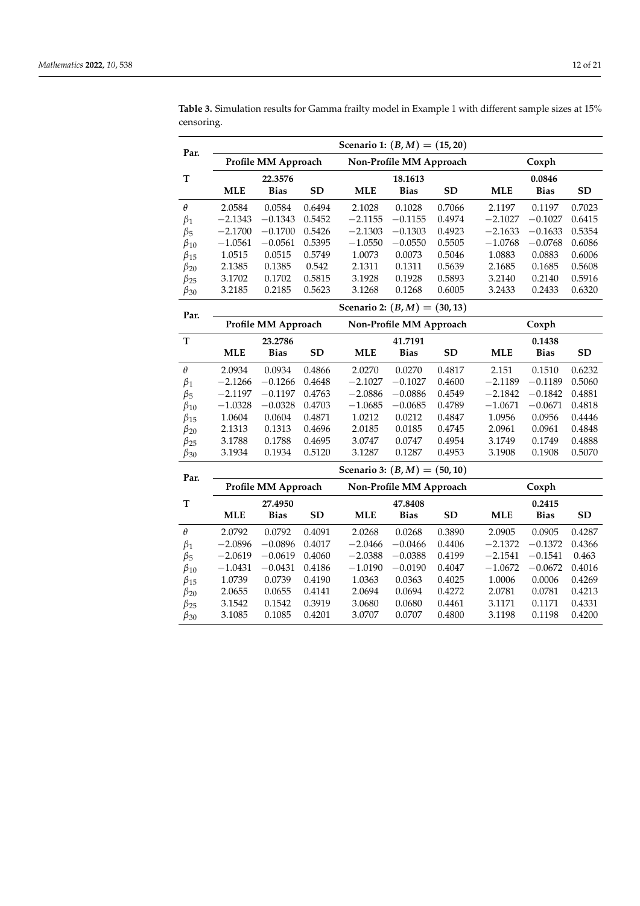**Table 3.** Simulation results for Gamma frailty model in Example 1 with different sample sizes at 15% censoring.

| Par. | Scenario 1: $(B, M) = (15, 20)$ | | | | | | | | |
|---|---|---|---|---|---|---|---|---|---|
| | **Profile MM Approach** | | | **Non-Profile MM Approach** | | | **Coxph** | | |
| **T** | | **22.3576** | | | **18.1613** | | | **0.0846** | |
| | **MLE** | **Bias** | **SD** | **MLE** | **Bias** | **SD** | **MLE** | **Bias** | **SD** |
| $\theta$ | 2.0584 | 0.0584 | 0.6494 | 2.1028 | 0.1028 | 0.7066 | 2.1197 | 0.1197 | 0.7023 |
| $\beta_1$ | −2.1343 | −0.1343 | 0.5452 | −2.1155 | −0.1155 | 0.4974 | −2.1027 | −0.1027 | 0.6415 |
| $\beta_5$ | −2.1700 | −0.1700 | 0.5426 | −2.1303 | −0.1303 | 0.4923 | −2.1633 | −0.1633 | 0.5354 |
| $\beta_{10}$ | −1.0561 | −0.0561 | 0.5395 | −1.0550 | −0.0550 | 0.5505 | −1.0768 | −0.0768 | 0.6086 |
| $\beta_{15}$ | 1.0515 | 0.0515 | 0.5749 | 1.0073 | 0.0073 | 0.5046 | 1.0883 | 0.0883 | 0.6006 |
| $\beta_{20}$ | 2.1385 | 0.1385 | 0.542 | 2.1311 | 0.1311 | 0.5639 | 2.1685 | 0.1685 | 0.5608 |
| $\beta_{25}$ | 3.1702 | 0.1702 | 0.5815 | 3.1928 | 0.1928 | 0.5893 | 3.2140 | 0.2140 | 0.5916 |
| $\beta_{30}$ | 3.2185 | 0.2185 | 0.5623 | 3.1268 | 0.1268 | 0.6005 | 3.2433 | 0.2433 | 0.6320 |
| **Par.** | **Scenario 2: $(B, M) = (30, 13)$** | | | | | | | | |
| | **Profile MM Approach** | | | **Non-Profile MM Approach** | | | **Coxph** | | |
| **T** | | **23.2786** | | | **41.7191** | | | **0.1438** | |
| | **MLE** | **Bias** | **SD** | **MLE** | **Bias** | **SD** | **MLE** | **Bias** | **SD** |
| $\theta$ | 2.0934 | 0.0934 | 0.4866 | 2.0270 | 0.0270 | 0.4817 | 2.151 | 0.1510 | 0.6232 |
| $\beta_1$ | −2.1266 | −0.1266 | 0.4648 | −2.1027 | −0.1027 | 0.4600 | −2.1189 | −0.1189 | 0.5060 |
| $\beta_5$ | −2.1197 | −0.1197 | 0.4763 | −2.0886 | −0.0886 | 0.4549 | −2.1842 | −0.1842 | 0.4881 |
| $\beta_{10}$ | −1.0328 | −0.0328 | 0.4703 | −1.0685 | −0.0685 | 0.4789 | −1.0671 | −0.0671 | 0.4818 |
| $\beta_{15}$ | 1.0604 | 0.0604 | 0.4871 | 1.0212 | 0.0212 | 0.4847 | 1.0956 | 0.0956 | 0.4446 |
| $\beta_{20}$ | 2.1313 | 0.1313 | 0.4696 | 2.0185 | 0.0185 | 0.4745 | 2.0961 | 0.0961 | 0.4848 |
| $\beta_{25}$ | 3.1788 | 0.1788 | 0.4695 | 3.0747 | 0.0747 | 0.4954 | 3.1749 | 0.1749 | 0.4888 |
| $\beta_{30}$ | 3.1934 | 0.1934 | 0.5120 | 3.1287 | 0.1287 | 0.4953 | 3.1908 | 0.1908 | 0.5070 |
| **Par.** | **Scenario 3: $(B, M) = (50, 10)$** | | | | | | | | |
| | **Profile MM Approach** | | | **Non-Profile MM Approach** | | | **Coxph** | | |
| **T** | | **27.4950** | | | **47.8408** | | | **0.2415** | |
| | **MLE** | **Bias** | **SD** | **MLE** | **Bias** | **SD** | **MLE** | **Bias** | **SD** |
| $\theta$ | 2.0792 | 0.0792 | 0.4091 | 2.0268 | 0.0268 | 0.3890 | 2.0905 | 0.0905 | 0.4287 |
| $\beta_1$ | −2.0896 | −0.0896 | 0.4017 | −2.0466 | −0.0466 | 0.4406 | −2.1372 | −0.1372 | 0.4366 |
| $\beta_5$ | −2.0619 | −0.0619 | 0.4060 | −2.0388 | −0.0388 | 0.4199 | −2.1541 | −0.1541 | 0.463 |
| $\beta_{10}$ | −1.0431 | −0.0431 | 0.4186 | −1.0190 | −0.0190 | 0.4047 | −1.0672 | −0.0672 | 0.4016 |
| $\beta_{15}$ | 1.0739 | 0.0739 | 0.4190 | 1.0363 | 0.0363 | 0.4025 | 1.0006 | 0.0006 | 0.4269 |
| $\beta_{20}$ | 2.0655 | 0.0655 | 0.4141 | 2.0694 | 0.0694 | 0.4272 | 2.0781 | 0.0781 | 0.4213 |
| $\beta_{25}$ | 3.1542 | 0.1542 | 0.3919 | 3.0680 | 0.0680 | 0.4461 | 3.1171 | 0.1171 | 0.4331 |
| $\beta_{30}$ | 3.1085 | 0.1085 | 0.4201 | 3.0707 | 0.0707 | 0.4800 | 3.1198 | 0.1198 | 0.4200 |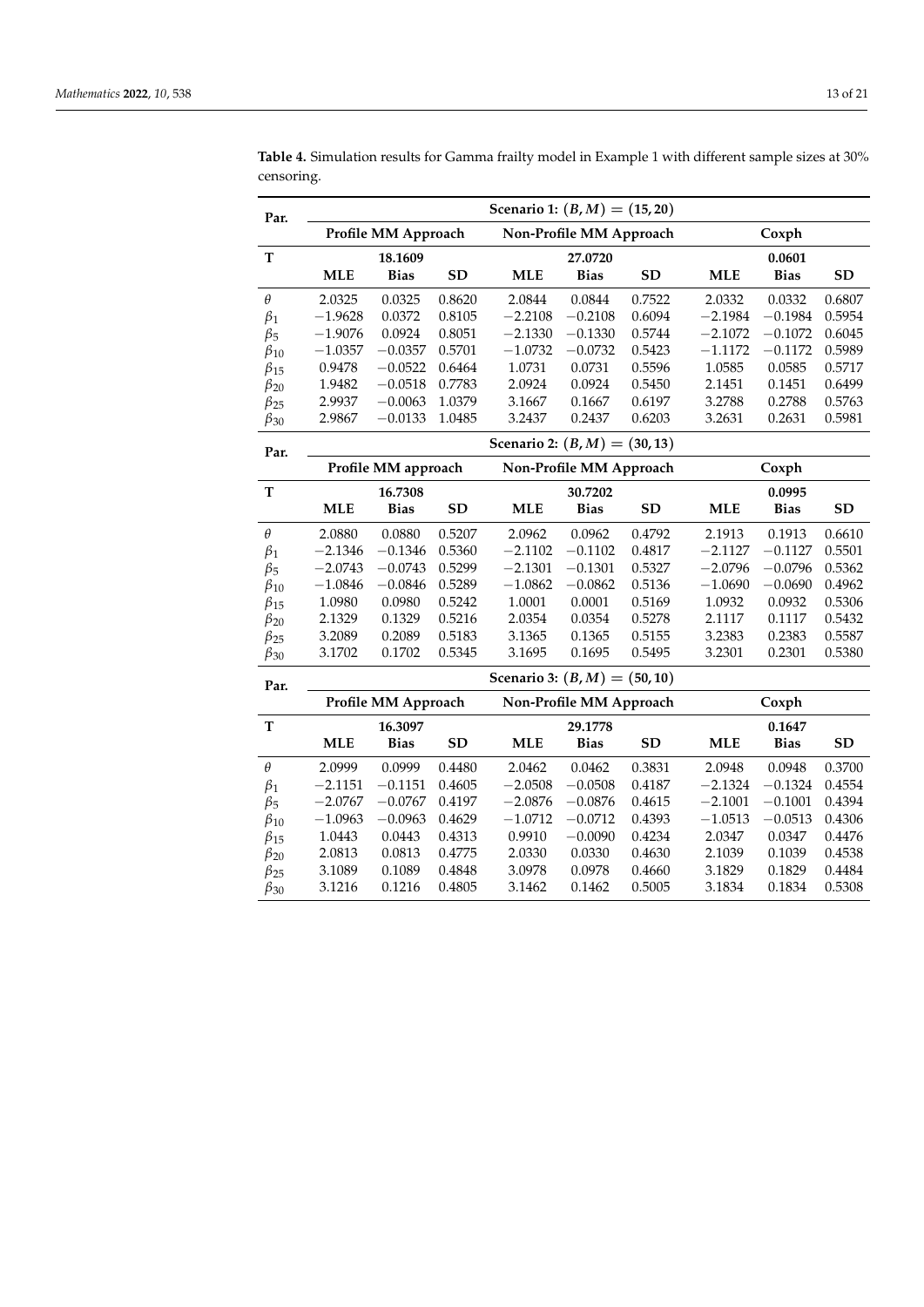**Table 4.** Simulation results for Gamma frailty model in Example 1 with different sample sizes at 30% censoring.

| Par. | Scenario 1: $(B, M) = (15, 20)$ | | | | | | | | |
|---|---|---|---|---|---|---|---|---|---|
| | Profile MM Approach | | | Non-Profile MM Approach | | | Coxph | | |
| **T** | | **18.1609** | | | **27.0720** | | | **0.0601** | |
| | **MLE** | **Bias** | **SD** | **MLE** | **Bias** | **SD** | **MLE** | **Bias** | **SD** |
| $\theta$ | 2.0325 | 0.0325 | 0.8620 | 2.0844 | 0.0844 | 0.7522 | 2.0332 | 0.0332 | 0.6807 |
| $\beta_1$ | −1.9628 | 0.0372 | 0.8105 | −2.2108 | −0.2108 | 0.6094 | −2.1984 | −0.1984 | 0.5954 |
| $\beta_5$ | −1.9076 | 0.0924 | 0.8051 | −2.1330 | −0.1330 | 0.5744 | −2.1072 | −0.1072 | 0.6045 |
| $\beta_{10}$ | −1.0357 | −0.0357 | 0.5701 | −1.0732 | −0.0732 | 0.5423 | −1.1172 | −0.1172 | 0.5989 |
| $\beta_{15}$ | 0.9478 | −0.0522 | 0.6464 | 1.0731 | 0.0731 | 0.5596 | 1.0585 | 0.0585 | 0.5717 |
| $\beta_{20}$ | 1.9482 | −0.0518 | 0.7783 | 2.0924 | 0.0924 | 0.5450 | 2.1451 | 0.1451 | 0.6499 |
| $\beta_{25}$ | 2.9937 | −0.0063 | 1.0379 | 3.1667 | 0.1667 | 0.6197 | 3.2788 | 0.2788 | 0.5763 |
| $\beta_{30}$ | 2.9867 | −0.0133 | 1.0485 | 3.2437 | 0.2437 | 0.6203 | 3.2631 | 0.2631 | 0.5981 |
| **Par.** | **Scenario 2: $(B, M) = (30, 13)$** | | | | | | | | |
| | Profile MM approach | | | Non-Profile MM Approach | | | Coxph | | |
| **T** | | **16.7308** | | | **30.7202** | | | **0.0995** | |
| | **MLE** | **Bias** | **SD** | **MLE** | **Bias** | **SD** | **MLE** | **Bias** | **SD** |
| $\theta$ | 2.0880 | 0.0880 | 0.5207 | 2.0962 | 0.0962 | 0.4792 | 2.1913 | 0.1913 | 0.6610 |
| $\beta_1$ | −2.1346 | −0.1346 | 0.5360 | −2.1102 | −0.1102 | 0.4817 | −2.1127 | −0.1127 | 0.5501 |
| $\beta_5$ | −2.0743 | −0.0743 | 0.5299 | −2.1301 | −0.1301 | 0.5327 | −2.0796 | −0.0796 | 0.5362 |
| $\beta_{10}$ | −1.0846 | −0.0846 | 0.5289 | −1.0862 | −0.0862 | 0.5136 | −1.0690 | −0.0690 | 0.4962 |
| $\beta_{15}$ | 1.0980 | 0.0980 | 0.5242 | 1.0001 | 0.0001 | 0.5169 | 1.0932 | 0.0932 | 0.5306 |
| $\beta_{20}$ | 2.1329 | 0.1329 | 0.5216 | 2.0354 | 0.0354 | 0.5278 | 2.1117 | 0.1117 | 0.5432 |
| $\beta_{25}$ | 3.2089 | 0.2089 | 0.5183 | 3.1365 | 0.1365 | 0.5155 | 3.2383 | 0.2383 | 0.5587 |
| $\beta_{30}$ | 3.1702 | 0.1702 | 0.5345 | 3.1695 | 0.1695 | 0.5495 | 3.2301 | 0.2301 | 0.5380 |
| **Par.** | **Scenario 3: $(B, M) = (50, 10)$** | | | | | | | | |
| | Profile MM Approach | | | Non-Profile MM Approach | | | Coxph | | |
| **T** | | **16.3097** | | | **29.1778** | | | **0.1647** | |
| | **MLE** | **Bias** | **SD** | **MLE** | **Bias** | **SD** | **MLE** | **Bias** | **SD** |
| $\theta$ | 2.0999 | 0.0999 | 0.4480 | 2.0462 | 0.0462 | 0.3831 | 2.0948 | 0.0948 | 0.3700 |
| $\beta_1$ | −2.1151 | −0.1151 | 0.4605 | −2.0508 | −0.0508 | 0.4187 | −2.1324 | −0.1324 | 0.4554 |
| $\beta_5$ | −2.0767 | −0.0767 | 0.4197 | −2.0876 | −0.0876 | 0.4615 | −2.1001 | −0.1001 | 0.4394 |
| $\beta_{10}$ | −1.0963 | −0.0963 | 0.4629 | −1.0712 | −0.0712 | 0.4393 | −1.0513 | −0.0513 | 0.4306 |
| $\beta_{15}$ | 1.0443 | 0.0443 | 0.4313 | 0.9910 | −0.0090 | 0.4234 | 2.0347 | 0.0347 | 0.4476 |
| $\beta_{20}$ | 2.0813 | 0.0813 | 0.4775 | 2.0330 | 0.0330 | 0.4630 | 2.1039 | 0.1039 | 0.4538 |
| $\beta_{25}$ | 3.1089 | 0.1089 | 0.4848 | 3.0978 | 0.0978 | 0.4660 | 3.1829 | 0.1829 | 0.4484 |
| $\beta_{30}$ | 3.1216 | 0.1216 | 0.4805 | 3.1462 | 0.1462 | 0.5005 | 3.1834 | 0.1834 | 0.5308 |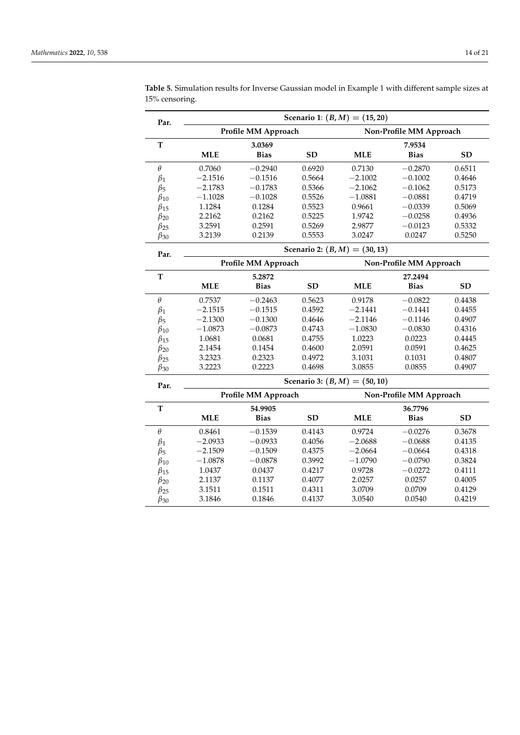**Table 5.** Simulation results for Inverse Gaussian model in Example 1 with different sample sizes at 15% censoring.

| Par. | Scenario 1: $(B, M) = (15, 20)$ | | | | | |
|---|---|---|---|---|---|---|
| | **Profile MM Approach** | | | **Non-Profile MM Approach** | | |
| **T** | | **3.0369** | | | **7.9534** | |
| | **MLE** | **Bias** | **SD** | **MLE** | **Bias** | **SD** |
| $\theta$ | 0.7060 | $-0.2940$ | 0.6920 | 0.7130 | $-0.2870$ | 0.6511 |
| $\beta_1$ | $-2.1516$ | $-0.1516$ | 0.5664 | $-2.1002$ | $-0.1002$ | 0.4646 |
| $\beta_5$ | $-2.1783$ | $-0.1783$ | 0.5366 | $-2.1062$ | $-0.1062$ | 0.5173 |
| $\beta_{10}$ | $-1.1028$ | $-0.1028$ | 0.5526 | $-1.0881$ | $-0.0881$ | 0.4719 |
| $\beta_{15}$ | 1.1284 | 0.1284 | 0.5523 | 0.9661 | $-0.0339$ | 0.5069 |
| $\beta_{20}$ | 2.2162 | 0.2162 | 0.5225 | 1.9742 | $-0.0258$ | 0.4936 |
| $\beta_{25}$ | 3.2591 | 0.2591 | 0.5269 | 2.9877 | $-0.0123$ | 0.5332 |
| $\beta_{30}$ | 3.2139 | 0.2139 | 0.5553 | 3.0247 | 0.0247 | 0.5250 |
| **Par.** | **Scenario 2: $(B, M) = (30, 13)$** | | | | | |
| | **Profile MM Approach** | | | **Non-Profile MM Approach** | | |
| **T** | | **5.2872** | | | **27.2494** | |
| | **MLE** | **Bias** | **SD** | **MLE** | **Bias** | **SD** |
| $\theta$ | 0.7537 | $-0.2463$ | 0.5623 | 0.9178 | $-0.0822$ | 0.4438 |
| $\beta_1$ | $-2.1515$ | $-0.1515$ | 0.4592 | $-2.1441$ | $-0.1441$ | 0.4455 |
| $\beta_5$ | $-2.1300$ | $-0.1300$ | 0.4646 | $-2.1146$ | $-0.1146$ | 0.4907 |
| $\beta_{10}$ | $-1.0873$ | $-0.0873$ | 0.4743 | $-1.0830$ | $-0.0830$ | 0.4316 |
| $\beta_{15}$ | 1.0681 | 0.0681 | 0.4755 | 1.0223 | 0.0223 | 0.4445 |
| $\beta_{20}$ | 2.1454 | 0.1454 | 0.4600 | 2.0591 | 0.0591 | 0.4625 |
| $\beta_{25}$ | 3.2323 | 0.2323 | 0.4972 | 3.1031 | 0.1031 | 0.4807 |
| $\beta_{30}$ | 3.2223 | 0.2223 | 0.4698 | 3.0855 | 0.0855 | 0.4907 |
| **Par.** | **Scenario 3: $(B, M) = (50, 10)$** | | | | | |
| | **Profile MM Approach** | | | **Non-Profile MM Approach** | | |
| **T** | | **54.9905** | | | **36.7796** | |
| | **MLE** | **Bias** | **SD** | **MLE** | **Bias** | **SD** |
| $\theta$ | 0.8461 | $-0.1539$ | 0.4143 | 0.9724 | $-0.0276$ | 0.3678 |
| $\beta_1$ | $-2.0933$ | $-0.0933$ | 0.4056 | $-2.0688$ | $-0.0688$ | 0.4135 |
| $\beta_5$ | $-2.1509$ | $-0.1509$ | 0.4375 | $-2.0664$ | $-0.0664$ | 0.4318 |
| $\beta_{10}$ | $-1.0878$ | $-0.0878$ | 0.3992 | $-1.0790$ | $-0.0790$ | 0.3824 |
| $\beta_{15}$ | 1.0437 | 0.0437 | 0.4217 | 0.9728 | $-0.0272$ | 0.4111 |
| $\beta_{20}$ | 2.1137 | 0.1137 | 0.4077 | 2.0257 | 0.0257 | 0.4005 |
| $\beta_{25}$ | 3.1511 | 0.1511 | 0.4311 | 3.0709 | 0.0709 | 0.4129 |
| $\beta_{30}$ | 3.1846 | 0.1846 | 0.4137 | 3.0540 | 0.0540 | 0.4219 |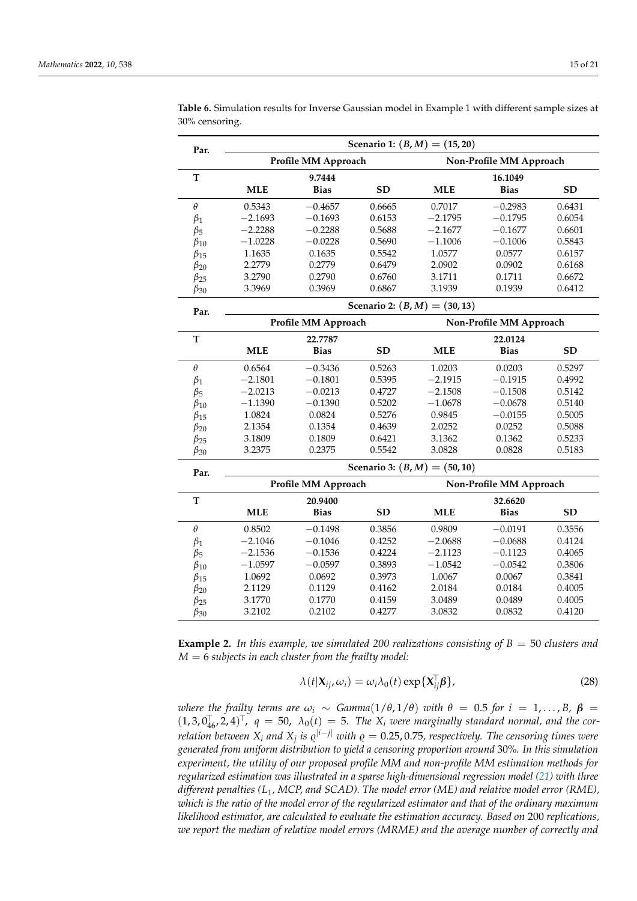**Table 6.** Simulation results for Inverse Gaussian model in Example 1 with different sample sizes at 30% censoring.

| Par. | Scenario 1: $(B, M) = (15, 20)$ | | | | | |
|---|---|---|---|---|---|---|
| | Profile MM Approach | | | Non-Profile MM Approach | | |
| T | | 9.7444 | | | 16.1049 | |
| | MLE | Bias | SD | MLE | Bias | SD |
| $\theta$ | 0.5343 | −0.4657 | 0.6665 | 0.7017 | −0.2983 | 0.6431 |
| $\beta_1$ | −2.1693 | −0.1693 | 0.6153 | −2.1795 | −0.1795 | 0.6054 |
| $\beta_5$ | −2.2288 | −0.2288 | 0.5688 | −2.1677 | −0.1677 | 0.6601 |
| $\beta_{10}$ | −1.0228 | −0.0228 | 0.5690 | −1.1006 | −0.1006 | 0.5843 |
| $\beta_{15}$ | 1.1635 | 0.1635 | 0.5542 | 1.0577 | 0.0577 | 0.6157 |
| $\beta_{20}$ | 2.2779 | 0.2779 | 0.6479 | 2.0902 | 0.0902 | 0.6168 |
| $\beta_{25}$ | 3.2790 | 0.2790 | 0.6760 | 3.1711 | 0.1711 | 0.6672 |
| $\beta_{30}$ | 3.3969 | 0.3969 | 0.6867 | 3.1939 | 0.1939 | 0.6412 |
| **Par.** | **Scenario 2: $(B, M) = (30, 13)$** | | | | | |
| | Profile MM Approach | | | Non-Profile MM Approach | | |
| T | | 22.7787 | | | 22.0124 | |
| | MLE | Bias | SD | MLE | Bias | SD |
| $\theta$ | 0.6564 | −0.3436 | 0.5263 | 1.0203 | 0.0203 | 0.5297 |
| $\beta_1$ | −2.1801 | −0.1801 | 0.5395 | −2.1915 | −0.1915 | 0.4992 |
| $\beta_5$ | −2.0213 | −0.0213 | 0.4727 | −2.1508 | −0.1508 | 0.5142 |
| $\beta_{10}$ | −1.1390 | −0.1390 | 0.5202 | −1.0678 | −0.0678 | 0.5140 |
| $\beta_{15}$ | 1.0824 | 0.0824 | 0.5276 | 0.9845 | −0.0155 | 0.5005 |
| $\beta_{20}$ | 2.1354 | 0.1354 | 0.4639 | 2.0252 | 0.0252 | 0.5088 |
| $\beta_{25}$ | 3.1809 | 0.1809 | 0.6421 | 3.1362 | 0.1362 | 0.5233 |
| $\beta_{30}$ | 3.2375 | 0.2375 | 0.5542 | 3.0828 | 0.0828 | 0.5183 |
| **Par.** | **Scenario 3: $(B, M) = (50, 10)$** | | | | | |
| | Profile MM Approach | | | Non-Profile MM Approach | | |
| T | | 20.9400 | | | 32.6620 | |
| | MLE | Bias | SD | MLE | Bias | SD |
| $\theta$ | 0.8502 | −0.1498 | 0.3856 | 0.9809 | −0.0191 | 0.3556 |
| $\beta_1$ | −2.1046 | −0.1046 | 0.4252 | −2.0688 | −0.0688 | 0.4124 |
| $\beta_5$ | −2.1536 | −0.1536 | 0.4224 | −2.1123 | −0.1123 | 0.4065 |
| $\beta_{10}$ | −1.0597 | −0.0597 | 0.3893 | −1.0542 | −0.0542 | 0.3806 |
| $\beta_{15}$ | 1.0692 | 0.0692 | 0.3973 | 1.0067 | 0.0067 | 0.3841 |
| $\beta_{20}$ | 2.1129 | 0.1129 | 0.4162 | 2.0184 | 0.0184 | 0.4005 |
| $\beta_{25}$ | 3.1770 | 0.1770 | 0.4159 | 3.0489 | 0.0489 | 0.4005 |
| $\beta_{30}$ | 3.2102 | 0.2102 | 0.4277 | 3.0832 | 0.0832 | 0.4120 |

**Example 2.** *In this example, we simulated 200 realizations consisting of $B = 50$ clusters and $M = 6$ subjects in each cluster from the frailty model:*

$$\lambda(t|\mathbf{X}_{ij}, \omega_i) = \omega_i \lambda_0(t) \exp\{\mathbf{X}_{ij}^\top \boldsymbol{\beta}\}, \tag{28}$$

*where the frailty terms are $\omega_i \sim Gamma(1/\theta, 1/\theta)$ with $\theta = 0.5$ for $i = 1, \ldots, B$, $\boldsymbol{\beta} = (1, 3, 0_{46}^\top, 2, 4)^\top$, $q = 50$, $\lambda_0(t) = 5$. The $X_i$ were marginally standard normal, and the correlation between $X_i$ and $X_j$ is $\varrho^{|i-j|}$ with $\varrho = 0.25, 0.75$, respectively. The censoring times were generated from uniform distribution to yield a censoring proportion around 30%. In this simulation experiment, the utility of our proposed profile MM and non-profile MM estimation methods for regularized estimation was illustrated in a sparse high-dimensional regression model (21) with three different penalties ($L_1$, MCP, and SCAD). The model error (ME) and relative model error (RME), which is the ratio of the model error of the regularized estimator and that of the ordinary maximum likelihood estimator, are calculated to evaluate the estimation accuracy. Based on 200 replications, we report the median of relative model errors (MRME) and the average number of correctly and*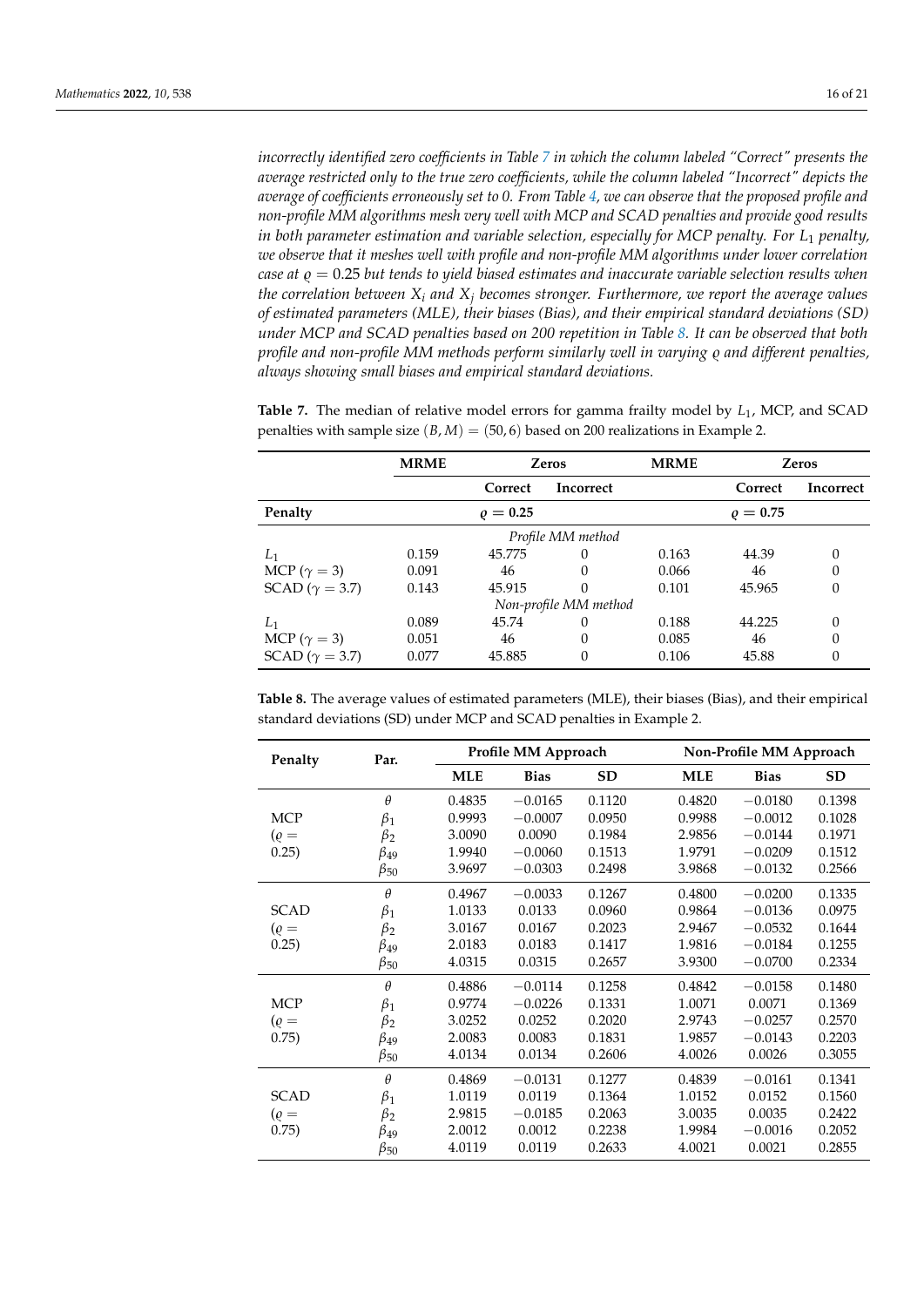*incorrectly identified zero coefficients in Table 7 in which the column labeled "Correct" presents the average restricted only to the true zero coefficients, while the column labeled "Incorrect" depicts the average of coefficients erroneously set to 0. From Table 4, we can observe that the proposed profile and non-profile MM algorithms mesh very well with MCP and SCAD penalties and provide good results in both parameter estimation and variable selection, especially for MCP penalty. For $L_1$ penalty, we observe that it meshes well with profile and non-profile MM algorithms under lower correlation case at $\varrho = 0.25$ but tends to yield biased estimates and inaccurate variable selection results when the correlation between $X_i$ and $X_j$ becomes stronger. Furthermore, we report the average values of estimated parameters (MLE), their biases (Bias), and their empirical standard deviations (SD) under MCP and SCAD penalties based on 200 repetition in Table 8. It can be observed that both profile and non-profile MM methods perform similarly well in varying $\varrho$ and different penalties, always showing small biases and empirical standard deviations.*

**Table 7.** The median of relative model errors for gamma frailty model by $L_1$, MCP, and SCAD penalties with sample size $(B, M) = (50, 6)$ based on 200 realizations in Example 2.

| | **MRME** | **Zeros** | | **MRME** | **Zeros** | |
|---|---|---|---|---|---|---|
| | | **Correct** | **Incorrect** | | **Correct** | **Incorrect** |
| **Penalty** | | $\varrho = 0.25$ | | | $\varrho = 0.75$ | |
| | | *Profile MM method* | | | | |
| $L_1$ | 0.159 | 45.775 | 0 | 0.163 | 44.39 | 0 |
| MCP ($\gamma = 3$) | 0.091 | 46 | 0 | 0.066 | 46 | 0 |
| SCAD ($\gamma = 3.7$) | 0.143 | 45.915 | 0 | 0.101 | 45.965 | 0 |
| | | *Non-profile MM method* | | | | |
| $L_1$ | 0.089 | 45.74 | 0 | 0.188 | 44.225 | 0 |
| MCP ($\gamma = 3$) | 0.051 | 46 | 0 | 0.085 | 46 | 0 |
| SCAD ($\gamma = 3.7$) | 0.077 | 45.885 | 0 | 0.106 | 45.88 | 0 |

**Table 8.** The average values of estimated parameters (MLE), their biases (Bias), and their empirical standard deviations (SD) under MCP and SCAD penalties in Example 2.

| **Penalty** | **Par.** | **Profile MM Approach** | | | **Non-Profile MM Approach** | | |
|---|---|---|---|---|---|---|---|
| | | **MLE** | **Bias** | **SD** | **MLE** | **Bias** | **SD** |
| MCP ($\varrho = 0.25$) | $\theta$ | 0.4835 | −0.0165 | 0.1120 | 0.4820 | −0.0180 | 0.1398 |
| | $\beta_1$ | 0.9993 | −0.0007 | 0.0950 | 0.9988 | −0.0012 | 0.1028 |
| | $\beta_2$ | 3.0090 | 0.0090 | 0.1984 | 2.9856 | −0.0144 | 0.1971 |
| | $\beta_{49}$ | 1.9940 | −0.0060 | 0.1513 | 1.9791 | −0.0209 | 0.1512 |
| | $\beta_{50}$ | 3.9697 | −0.0303 | 0.2498 | 3.9868 | −0.0132 | 0.2566 |
| SCAD ($\varrho = 0.25$) | $\theta$ | 0.4967 | −0.0033 | 0.1267 | 0.4800 | −0.0200 | 0.1335 |
| | $\beta_1$ | 1.0133 | 0.0133 | 0.0960 | 0.9864 | −0.0136 | 0.0975 |
| | $\beta_2$ | 3.0167 | 0.0167 | 0.2023 | 2.9467 | −0.0532 | 0.1644 |
| | $\beta_{49}$ | 2.0183 | 0.0183 | 0.1417 | 1.9816 | −0.0184 | 0.1255 |
| | $\beta_{50}$ | 4.0315 | 0.0315 | 0.2657 | 3.9300 | −0.0700 | 0.2334 |
| MCP ($\varrho = 0.75$) | $\theta$ | 0.4886 | −0.0114 | 0.1258 | 0.4842 | −0.0158 | 0.1480 |
| | $\beta_1$ | 0.9774 | −0.0226 | 0.1331 | 1.0071 | 0.0071 | 0.1369 |
| | $\beta_2$ | 3.0252 | 0.0252 | 0.2020 | 2.9743 | −0.0257 | 0.2570 |
| | $\beta_{49}$ | 2.0083 | 0.0083 | 0.1831 | 1.9857 | −0.0143 | 0.2203 |
| | $\beta_{50}$ | 4.0134 | 0.0134 | 0.2606 | 4.0026 | 0.0026 | 0.3055 |
| SCAD ($\varrho = 0.75$) | $\theta$ | 0.4869 | −0.0131 | 0.1277 | 0.4839 | −0.0161 | 0.1341 |
| | $\beta_1$ | 1.0119 | 0.0119 | 0.1364 | 1.0152 | 0.0152 | 0.1560 |
| | $\beta_2$ | 2.9815 | −0.0185 | 0.2063 | 3.0035 | 0.0035 | 0.2422 |
| | $\beta_{49}$ | 2.0012 | 0.0012 | 0.2238 | 1.9984 | −0.0016 | 0.2052 |
| | $\beta_{50}$ | 4.0119 | 0.0119 | 0.2633 | 4.0021 | 0.0021 | 0.2855 |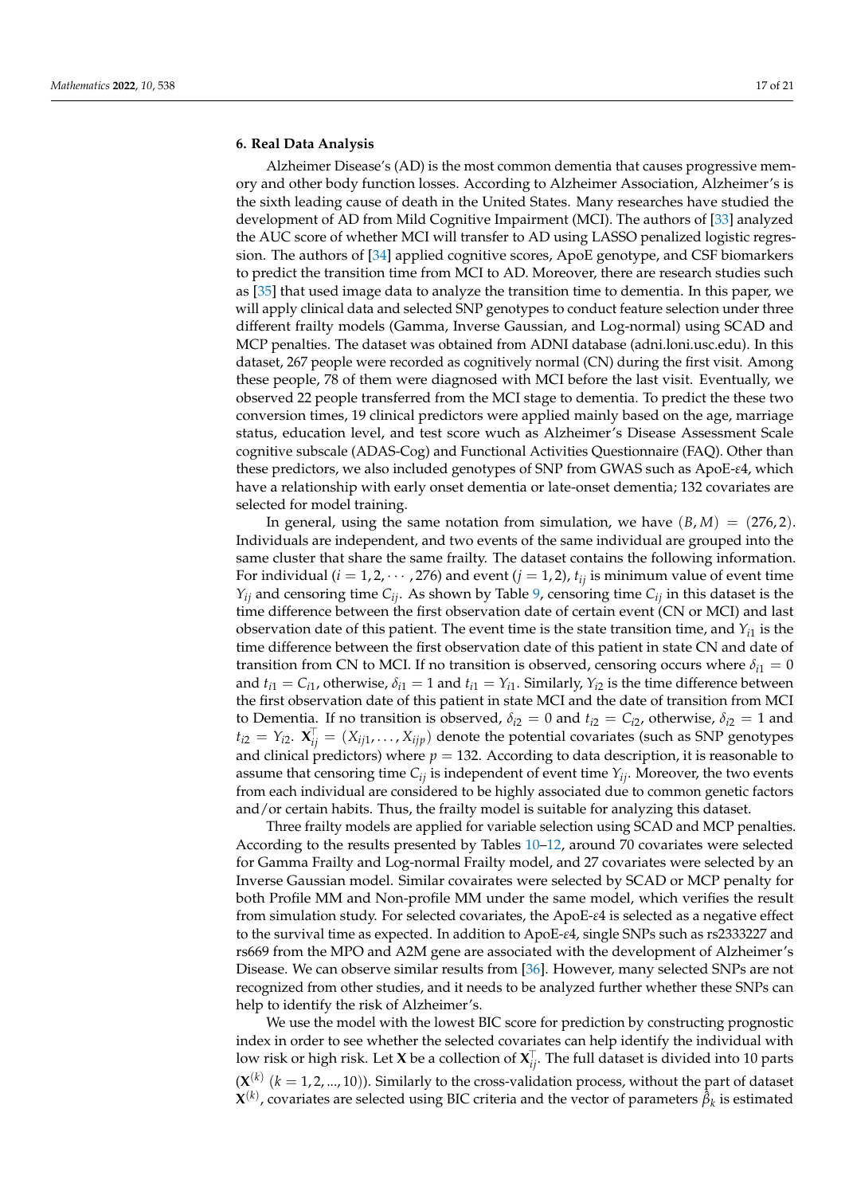## 6. Real Data Analysis

Alzheimer Disease's (AD) is the most common dementia that causes progressive memory and other body function losses. According to Alzheimer Association, Alzheimer's is the sixth leading cause of death in the United States. Many researches have studied the development of AD from Mild Cognitive Impairment (MCI). The authors of [33] analyzed the AUC score of whether MCI will transfer to AD using LASSO penalized logistic regression. The authors of [34] applied cognitive scores, ApoE genotype, and CSF biomarkers to predict the transition time from MCI to AD. Moreover, there are research studies such as [35] that used image data to analyze the transition time to dementia. In this paper, we will apply clinical data and selected SNP genotypes to conduct feature selection under three different frailty models (Gamma, Inverse Gaussian, and Log-normal) using SCAD and MCP penalties. The dataset was obtained from ADNI database (adni.loni.usc.edu). In this dataset, 267 people were recorded as cognitively normal (CN) during the first visit. Among these people, 78 of them were diagnosed with MCI before the last visit. Eventually, we observed 22 people transferred from the MCI stage to dementia. To predict the these two conversion times, 19 clinical predictors were applied mainly based on the age, marriage status, education level, and test score wuch as Alzheimer's Disease Assessment Scale cognitive subscale (ADAS-Cog) and Functional Activities Questionnaire (FAQ). Other than these predictors, we also included genotypes of SNP from GWAS such as ApoE-$\varepsilon$4, which have a relationship with early onset dementia or late-onset dementia; 132 covariates are selected for model training.

In general, using the same notation from simulation, we have $(B, M) = (276, 2)$. Individuals are independent, and two events of the same individual are grouped into the same cluster that share the same frailty. The dataset contains the following information. For individual ($i = 1, 2, \cdots, 276$) and event ($j = 1, 2$), $t_{ij}$ is minimum value of event time $Y_{ij}$ and censoring time $C_{ij}$. As shown by Table 9, censoring time $C_{ij}$ in this dataset is the time difference between the first observation date of certain event (CN or MCI) and last observation date of this patient. The event time is the state transition time, and $Y_{i1}$ is the time difference between the first observation date of this patient in state CN and date of transition from CN to MCI. If no transition is observed, censoring occurs where $\delta_{i1} = 0$ and $t_{i1} = C_{i1}$, otherwise, $\delta_{i1} = 1$ and $t_{i1} = Y_{i1}$. Similarly, $Y_{i2}$ is the time difference between the first observation date of this patient in state MCI and the date of transition from MCI to Dementia. If no transition is observed, $\delta_{i2} = 0$ and $t_{i2} = C_{i2}$, otherwise, $\delta_{i2} = 1$ and $t_{i2} = Y_{i2}$. $\mathbf{X}_{ij}^{\top} = (X_{ij1}, \ldots, X_{ijp})$ denote the potential covariates (such as SNP genotypes and clinical predictors) where $p = 132$. According to data description, it is reasonable to assume that censoring time $C_{ij}$ is independent of event time $Y_{ij}$. Moreover, the two events from each individual are considered to be highly associated due to common genetic factors and/or certain habits. Thus, the frailty model is suitable for analyzing this dataset.

Three frailty models are applied for variable selection using SCAD and MCP penalties. According to the results presented by Tables 10–12, around 70 covariates were selected for Gamma Frailty and Log-normal Frailty model, and 27 covariates were selected by an Inverse Gaussian model. Similar covairates were selected by SCAD or MCP penalty for both Profile MM and Non-profile MM under the same model, which verifies the result from simulation study. For selected covariates, the ApoE-$\varepsilon$4 is selected as a negative effect to the survival time as expected. In addition to ApoE-$\varepsilon$4, single SNPs such as rs2333227 and rs669 from the MPO and A2M gene are associated with the development of Alzheimer's Disease. We can observe similar results from [36]. However, many selected SNPs are not recognized from other studies, and it needs to be analyzed further whether these SNPs can help to identify the risk of Alzheimer's.

We use the model with the lowest BIC score for prediction by constructing prognostic index in order to see whether the selected covariates can help identify the individual with low risk or high risk. Let $\mathbf{X}$ be a collection of $\mathbf{X}_{ij}^{\top}$. The full dataset is divided into 10 parts ($\mathbf{X}^{(k)}$ $(k = 1, 2, \ldots, 10)$). Similarly to the cross-validation process, without the part of dataset $\mathbf{X}^{(k)}$, covariates are selected using BIC criteria and the vector of parameters $\hat{\beta}_k$ is estimated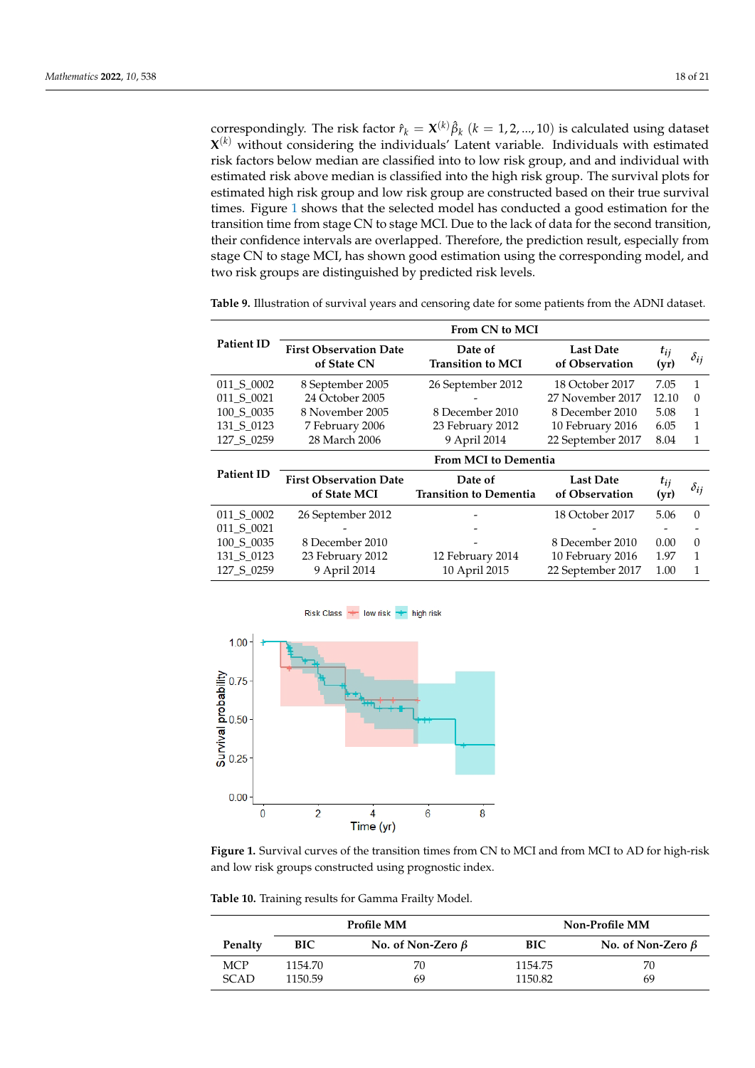correspondingly. The risk factor $\hat{r}_k = \mathbf{X}^{(k)}\hat{\beta}_k$ $(k = 1, 2, ..., 10)$ is calculated using dataset $\mathbf{X}^{(k)}$ without considering the individuals' Latent variable. Individuals with estimated risk factors below median are classified into low risk group, and and individual with estimated risk above median is classified into the high risk group. The survival plots for estimated high risk group and low risk group are constructed based on their true survival times. Figure 1 shows that the selected model has conducted a good estimation for the transition time from stage CN to stage MCI. Due to the lack of data for the second transition, their confidence intervals are overlapped. Therefore, the prediction result, especially from stage CN to stage MCI, has shown good estimation using the corresponding model, and two risk groups are distinguished by predicted risk levels.

**Table 9.** Illustration of survival years and censoring date for some patients from the ADNI dataset.

| Patient ID | From CN to MCI | | | | |
|---|---|---|---|---|---|
| | **First Observation Date of State CN** | **Date of Transition to MCI** | **Last Date of Observation** | $t_{ij}$ **(yr)** | $\delta_{ij}$ |
| 011_S_0002 | 8 September 2005 | 26 September 2012 | 18 October 2017 | 7.05 | 1 |
| 011_S_0021 | 24 October 2005 | - | 27 November 2017 | 12.10 | 0 |
| 100_S_0035 | 8 November 2005 | 8 December 2010 | 8 December 2010 | 5.08 | 1 |
| 131_S_0123 | 7 February 2006 | 23 February 2012 | 10 February 2016 | 6.05 | 1 |
| 127_S_0259 | 28 March 2006 | 9 April 2014 | 22 September 2017 | 8.04 | 1 |
| **Patient ID** | **From MCI to Dementia** | | | | |
| | **First Observation Date of State MCI** | **Date of Transition to Dementia** | **Last Date of Observation** | $t_{ij}$ **(yr)** | $\delta_{ij}$ |
| 011_S_0002 | 26 September 2012 | - | 18 October 2017 | 5.06 | 0 |
| 011_S_0021 | - | - | - | - | - |
| 100_S_0035 | 8 December 2010 | - | 8 December 2010 | 0.00 | 0 |
| 131_S_0123 | 23 February 2012 | 12 February 2014 | 10 February 2016 | 1.97 | 1 |
| 127_S_0259 | 9 April 2014 | 10 April 2015 | 22 September 2017 | 1.00 | 1 |

**Figure 1.** Survival curves of the transition times from CN to MCI and from MCI to AD for high-risk and low risk groups constructed using prognostic index.

**Table 10.** Training results for Gamma Frailty Model.

| Penalty | Profile MM | | Non-Profile MM | |
|---|---|---|---|---|
| | **BIC** | **No. of Non-Zero** $\beta$ | **BIC** | **No. of Non-Zero** $\beta$ |
| MCP | 1154.70 | 70 | 1154.75 | 70 |
| SCAD | 1150.59 | 69 | 1150.82 | 69 |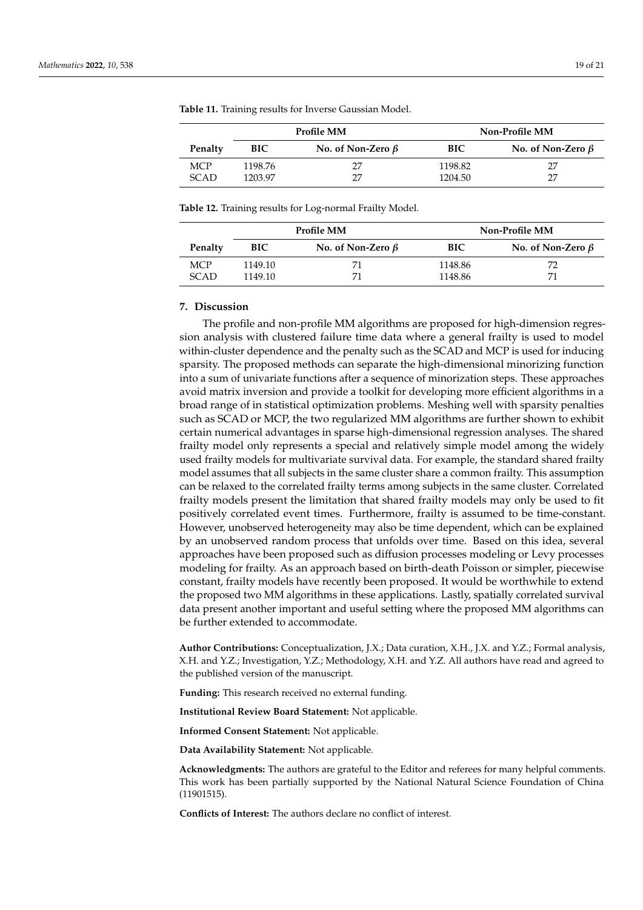**Table 11.** Training results for Inverse Gaussian Model.

| | Profile MM | | Non-Profile MM | |
|---|---|---|---|---|
| **Penalty** | **BIC** | **No. of Non-Zero $\beta$** | **BIC** | **No. of Non-Zero $\beta$** |
| MCP | 1198.76 | 27 | 1198.82 | 27 |
| SCAD | 1203.97 | 27 | 1204.50 | 27 |

**Table 12.** Training results for Log-normal Frailty Model.

| | Profile MM | | Non-Profile MM | |
|---|---|---|---|---|
| **Penalty** | **BIC** | **No. of Non-Zero $\beta$** | **BIC** | **No. of Non-Zero $\beta$** |
| MCP | 1149.10 | 71 | 1148.86 | 72 |
| SCAD | 1149.10 | 71 | 1148.86 | 71 |

## 7. Discussion

The profile and non-profile MM algorithms are proposed for high-dimension regression analysis with clustered failure time data where a general frailty is used to model within-cluster dependence and the penalty such as the SCAD and MCP is used for inducing sparsity. The proposed methods can separate the high-dimensional minorizing function into a sum of univariate functions after a sequence of minorization steps. These approaches avoid matrix inversion and provide a toolkit for developing more efficient algorithms in a broad range of in statistical optimization problems. Meshing well with sparsity penalties such as SCAD or MCP, the two regularized MM algorithms are further shown to exhibit certain numerical advantages in sparse high-dimensional regression analyses. The shared frailty model only represents a special and relatively simple model among the widely used frailty models for multivariate survival data. For example, the standard shared frailty model assumes that all subjects in the same cluster share a common frailty. This assumption can be relaxed to the correlated frailty terms among subjects in the same cluster. Correlated frailty models present the limitation that shared frailty models may only be used to fit positively correlated event times. Furthermore, frailty is assumed to be time-constant. However, unobserved heterogeneity may also be time dependent, which can be explained by an unobserved random process that unfolds over time. Based on this idea, several approaches have been proposed such as diffusion processes modeling or Levy processes modeling for frailty. As an approach based on birth-death Poisson or simpler, piecewise constant, frailty models have recently been proposed. It would be worthwhile to extend the proposed two MM algorithms in these applications. Lastly, spatially correlated survival data present another important and useful setting where the proposed MM algorithms can be further extended to accommodate.

**Author Contributions:** Conceptualization, J.X.; Data curation, X.H., J.X. and Y.Z.; Formal analysis, X.H. and Y.Z.; Investigation, Y.Z.; Methodology, X.H. and Y.Z. All authors have read and agreed to the published version of the manuscript.

**Funding:** This research received no external funding.

**Institutional Review Board Statement:** Not applicable.

**Informed Consent Statement:** Not applicable.

**Data Availability Statement:** Not applicable.

**Acknowledgments:** The authors are grateful to the Editor and referees for many helpful comments. This work has been partially supported by the National Natural Science Foundation of China (11901515).

**Conflicts of Interest:** The authors declare no conflict of interest.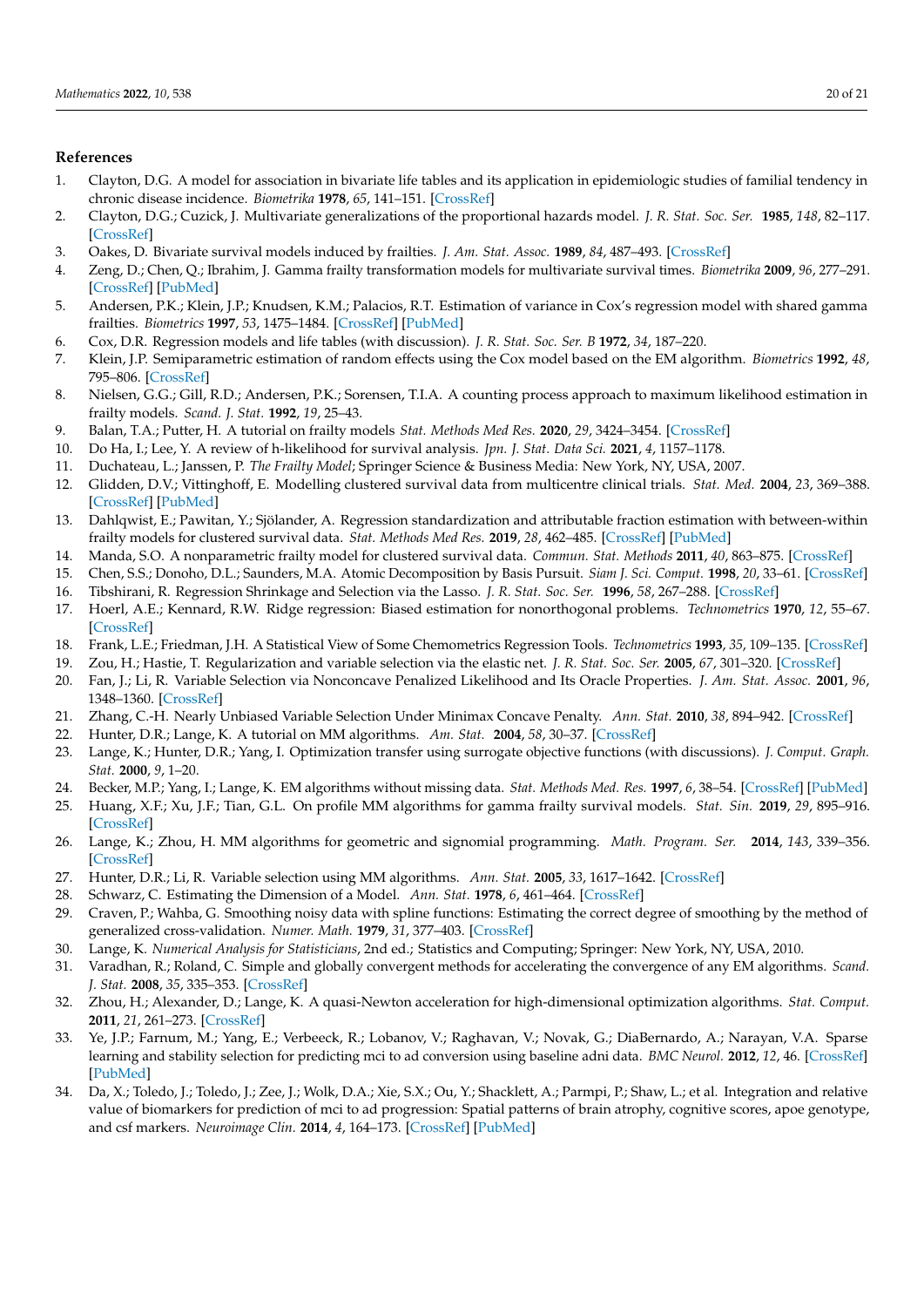## References

1. Clayton, D.G. A model for association in bivariate life tables and its application in epidemiologic studies of familial tendency in chronic disease incidence. *Biometrika* **1978**, *65*, 141–151. [CrossRef]
2. Clayton, D.G.; Cuzick, J. Multivariate generalizations of the proportional hazards model. *J. R. Stat. Soc. Ser.* **1985**, *148*, 82–117. [CrossRef]
3. Oakes, D. Bivariate survival models induced by frailties. *J. Am. Stat. Assoc.* **1989**, *84*, 487–493. [CrossRef]
4. Zeng, D.; Chen, Q.; Ibrahim, J. Gamma frailty transformation models for multivariate survival times. *Biometrika* **2009**, *96*, 277–291. [CrossRef] [PubMed]
5. Andersen, P.K.; Klein, J.P.; Knudsen, K.M.; Palacios, R.T. Estimation of variance in Cox's regression model with shared gamma frailties. *Biometrics* **1997**, *53*, 1475–1484. [CrossRef] [PubMed]
6. Cox, D.R. Regression models and life tables (with discussion). *J. R. Stat. Soc. Ser. B* **1972**, *34*, 187–220.
7. Klein, J.P. Semiparametric estimation of random effects using the Cox model based on the EM algorithm. *Biometrics* **1992**, *48*, 795–806. [CrossRef]
8. Nielsen, G.G.; Gill, R.D.; Andersen, P.K.; Sorensen, T.I.A. A counting process approach to maximum likelihood estimation in frailty models. *Scand. J. Stat.* **1992**, *19*, 25–43.
9. Balan, T.A.; Putter, H. A tutorial on frailty models *Stat. Methods Med Res.* **2020**, *29*, 3424–3454. [CrossRef]
10. Do Ha, I.; Lee, Y. A review of h-likelihood for survival analysis. *Jpn. J. Stat. Data Sci.* **2021**, *4*, 1157–1178.
11. Duchateau, L.; Janssen, P. *The Frailty Model*; Springer Science & Business Media: New York, NY, USA, 2007.
12. Glidden, D.V.; Vittinghoff, E. Modelling clustered survival data from multicentre clinical trials. *Stat. Med.* **2004**, *23*, 369–388. [CrossRef] [PubMed]
13. Dahlqwist, E.; Pawitan, Y.; Sjölander, A. Regression standardization and attributable fraction estimation with between-within frailty models for clustered survival data. *Stat. Methods Med Res.* **2019**, *28*, 462–485. [CrossRef] [PubMed]
14. Manda, S.O. A nonparametric frailty model for clustered survival data. *Commun. Stat. Methods* **2011**, *40*, 863–875. [CrossRef]
15. Chen, S.S.; Donoho, D.L.; Saunders, M.A. Atomic Decomposition by Basis Pursuit. *Siam J. Sci. Comput.* **1998**, *20*, 33–61. [CrossRef]
16. Tibshirani, R. Regression Shrinkage and Selection via the Lasso. *J. R. Stat. Soc. Ser.* **1996**, *58*, 267–288. [CrossRef]
17. Hoerl, A.E.; Kennard, R.W. Ridge regression: Biased estimation for nonorthogonal problems. *Technometrics* **1970**, *12*, 55–67. [CrossRef]
18. Frank, L.E.; Friedman, J.H. A Statistical View of Some Chemometrics Regression Tools. *Technometrics* **1993**, *35*, 109–135. [CrossRef]
19. Zou, H.; Hastie, T. Regularization and variable selection via the elastic net. *J. R. Stat. Soc. Ser.* **2005**, *67*, 301–320. [CrossRef]
20. Fan, J.; Li, R. Variable Selection via Nonconcave Penalized Likelihood and Its Oracle Properties. *J. Am. Stat. Assoc.* **2001**, *96*, 1348–1360. [CrossRef]
21. Zhang, C.-H. Nearly Unbiased Variable Selection Under Minimax Concave Penalty. *Ann. Stat.* **2010**, *38*, 894–942. [CrossRef]
22. Hunter, D.R.; Lange, K. A tutorial on MM algorithms. *Am. Stat.* **2004**, *58*, 30–37. [CrossRef]
23. Lange, K.; Hunter, D.R.; Yang, I. Optimization transfer using surrogate objective functions (with discussions). *J. Comput. Graph. Stat.* **2000**, *9*, 1–20.
24. Becker, M.P.; Yang, I.; Lange, K. EM algorithms without missing data. *Stat. Methods Med. Res.* **1997**, *6*, 38–54. [CrossRef] [PubMed]
25. Huang, X.F.; Xu, J.F.; Tian, G.L. On profile MM algorithms for gamma frailty survival models. *Stat. Sin.* **2019**, *29*, 895–916. [CrossRef]
26. Lange, K.; Zhou, H. MM algorithms for geometric and signomial programming. *Math. Program. Ser.* **2014**, *143*, 339–356. [CrossRef]
27. Hunter, D.R.; Li, R. Variable selection using MM algorithms. *Ann. Stat.* **2005**, *33*, 1617–1642. [CrossRef]
28. Schwarz, C. Estimating the Dimension of a Model. *Ann. Stat.* **1978**, *6*, 461–464. [CrossRef]
29. Craven, P.; Wahba, G. Smoothing noisy data with spline functions: Estimating the correct degree of smoothing by the method of generalized cross-validation. *Numer. Math.* **1979**, *31*, 377–403. [CrossRef]
30. Lange, K. *Numerical Analysis for Statisticians*, 2nd ed.; Statistics and Computing; Springer: New York, NY, USA, 2010.
31. Varadhan, R.; Roland, C. Simple and globally convergent methods for accelerating the convergence of any EM algorithms. *Scand. J. Stat.* **2008**, *35*, 335–353. [CrossRef]
32. Zhou, H.; Alexander, D.; Lange, K. A quasi-Newton acceleration for high-dimensional optimization algorithms. *Stat. Comput.* **2011**, *21*, 261–273. [CrossRef]
33. Ye, J.P.; Farnum, M.; Yang, E.; Verbeeck, R.; Lobanov, V.; Raghavan, V.; Novak, G.; DiaBernardo, A.; Narayan, V.A. Sparse learning and stability selection for predicting mci to ad conversion using baseline adni data. *BMC Neurol.* **2012**, *12*, 46. [CrossRef] [PubMed]
34. Da, X.; Toledo, J.; Toledo, J.; Zee, J.; Wolk, D.A.; Xie, S.X.; Ou, Y.; Shacklett, A.; Parmpi, P.; Shaw, L.; et al. Integration and relative value of biomarkers for prediction of mci to ad progression: Spatial patterns of brain atrophy, cognitive scores, apoe genotype, and csf markers. *Neuroimage Clin.* **2014**, *4*, 164–173. [CrossRef] [PubMed]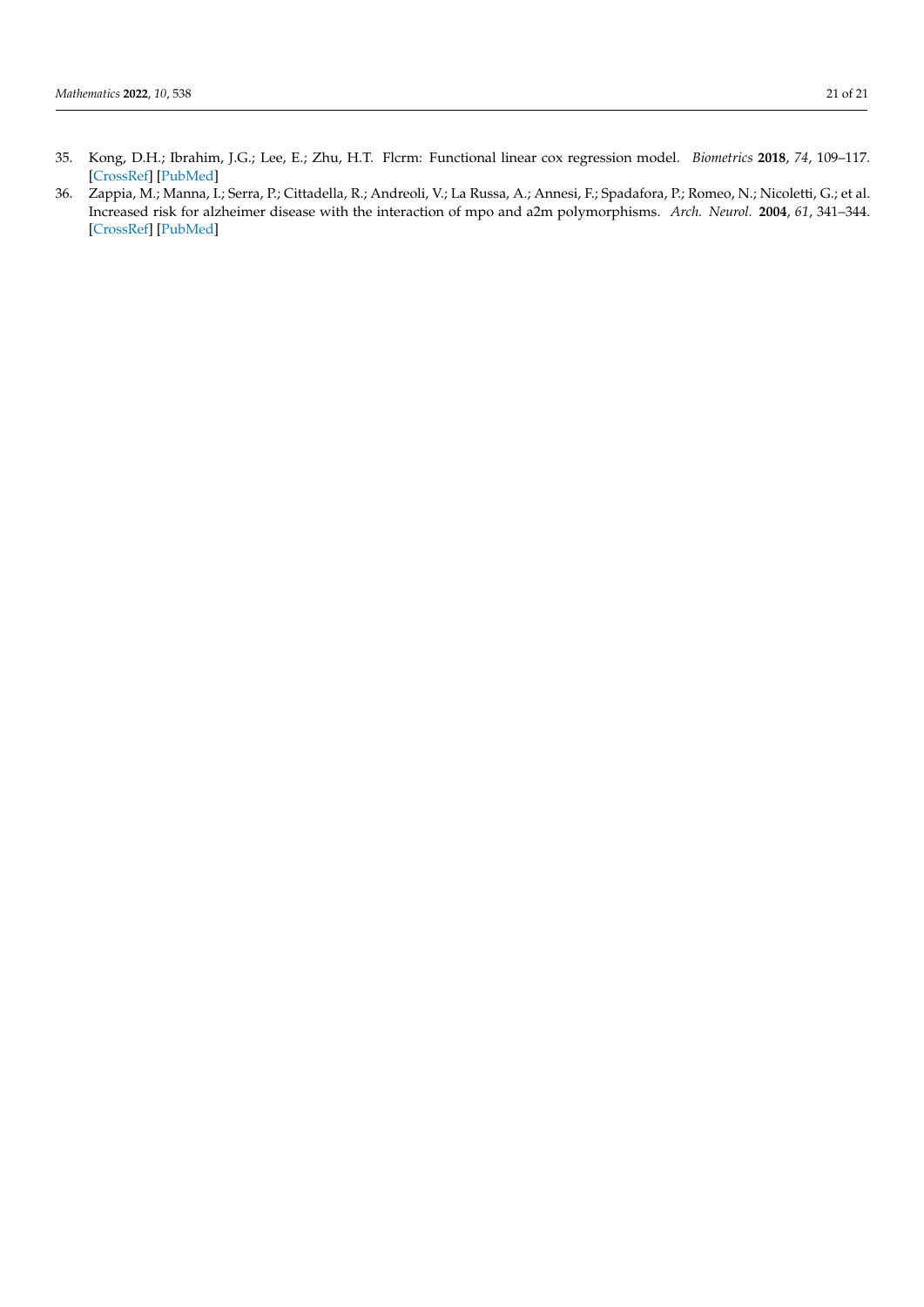35. Kong, D.H.; Ibrahim, J.G.; Lee, E.; Zhu, H.T. Flcrm: Functional linear cox regression model. *Biometrics* **2018**, *74*, 109–117. [CrossRef] [PubMed]
36. Zappia, M.; Manna, I.; Serra, P.; Cittadella, R.; Andreoli, V.; La Russa, A.; Annesi, F.; Spadafora, P.; Romeo, N.; Nicoletti, G.; et al. Increased risk for alzheimer disease with the interaction of mpo and a2m polymorphisms. *Arch. Neurol.* **2004**, *61*, 341–344. [CrossRef] [PubMed]